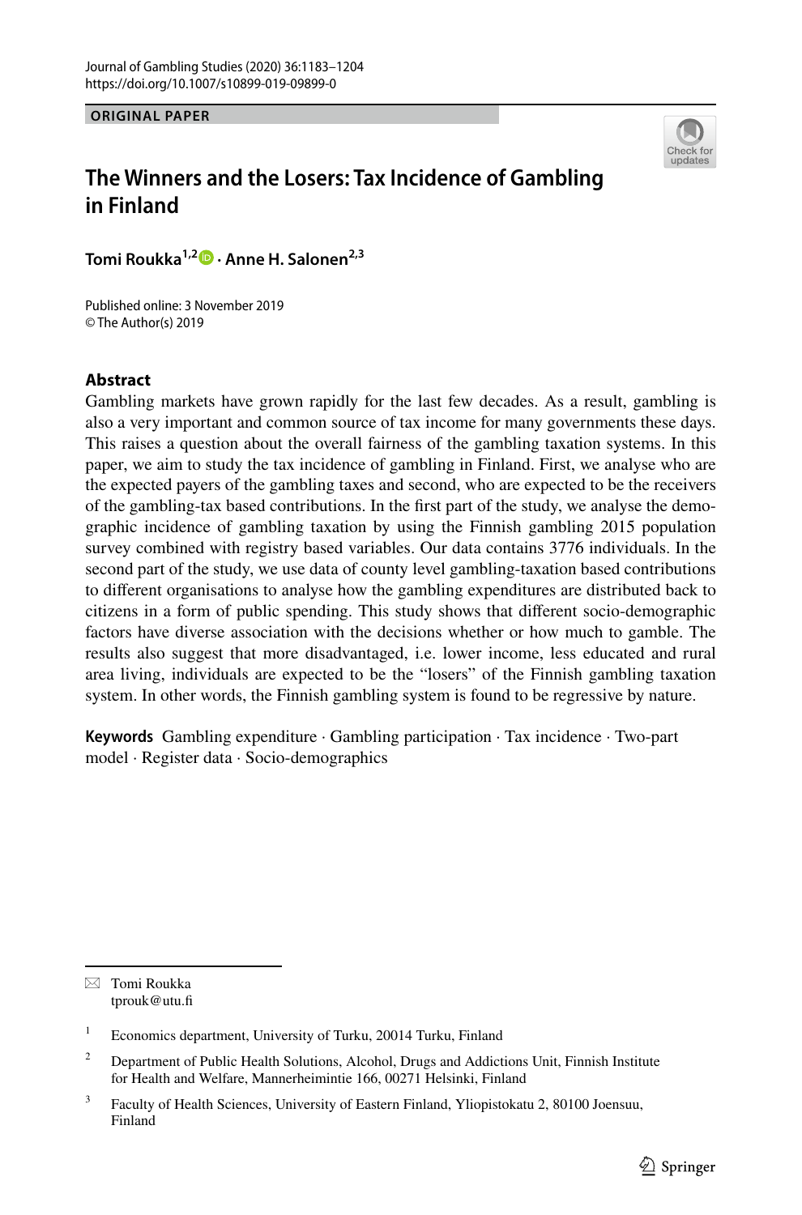ORIGINAL PAPER

# The Winners and the Losers: Tax Incidence of Gambling in Finland

**Tomi Roukka**[1,2] **· Anne H. Salonen**[2,3]

Published online: 3 November 2019
© The Author(s) 2019

## Abstract

Gambling markets have grown rapidly for the last few decades. As a result, gambling is also a very important and common source of tax income for many governments these days. This raises a question about the overall fairness of the gambling taxation systems. In this paper, we aim to study the tax incidence of gambling in Finland. First, we analyse who are the expected payers of the gambling taxes and second, who are expected to be the receivers of the gambling-tax based contributions. In the first part of the study, we analyse the demographic incidence of gambling taxation by using the Finnish gambling 2015 population survey combined with registry based variables. Our data contains 3776 individuals. In the second part of the study, we use data of county level gambling-taxation based contributions to different organisations to analyse how the gambling expenditures are distributed back to citizens in a form of public spending. This study shows that different socio-demographic factors have diverse association with the decisions whether or how much to gamble. The results also suggest that more disadvantaged, i.e. lower income, less educated and rural area living, individuals are expected to be the "losers" of the Finnish gambling taxation system. In other words, the Finnish gambling system is found to be regressive by nature.

**Keywords** Gambling expenditure · Gambling participation · Tax incidence · Two-part model · Register data · Socio-demographics

---

✉ Tomi Roukka
tprouk@utu.fi

[1] Economics department, University of Turku, 20014 Turku, Finland

[2] Department of Public Health Solutions, Alcohol, Drugs and Addictions Unit, Finnish Institute for Health and Welfare, Mannerheimintie 166, 00271 Helsinki, Finland

[3] Faculty of Health Sciences, University of Eastern Finland, Yliopistokatu 2, 80100 Joensuu, Finland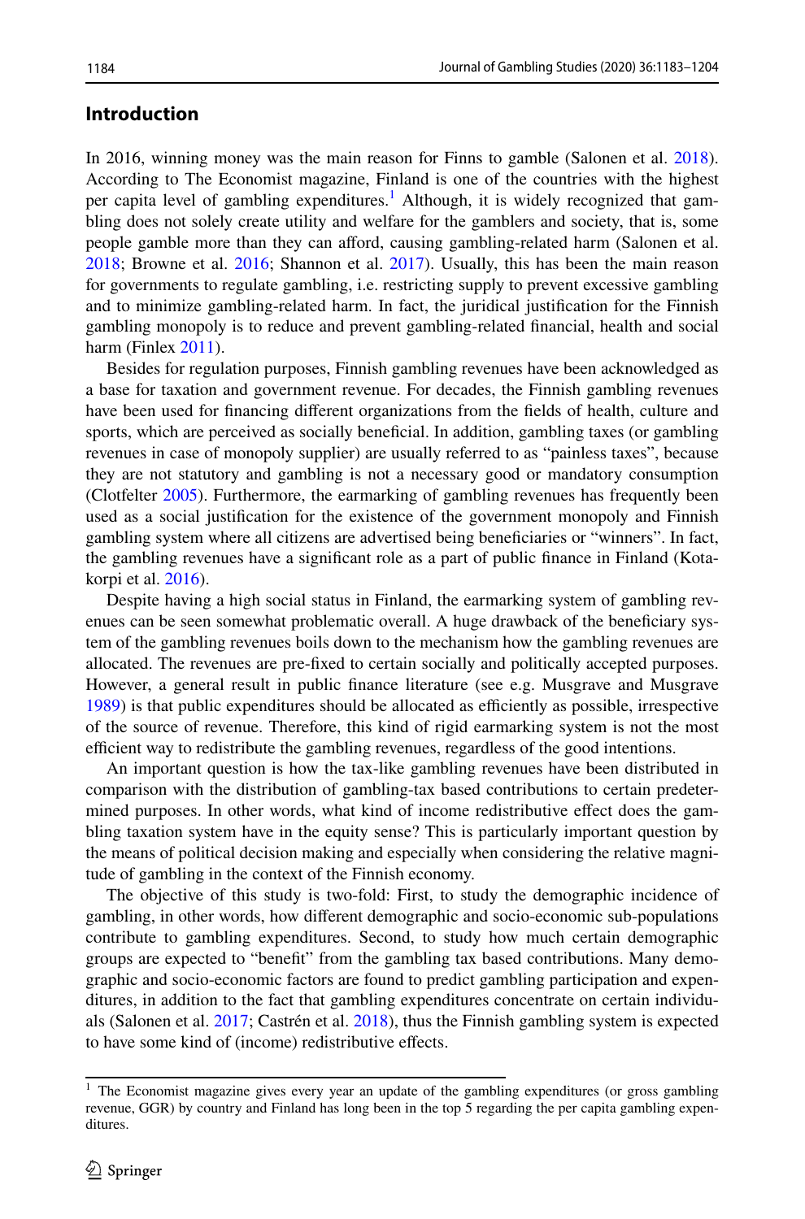## Introduction

In 2016, winning money was the main reason for Finns to gamble (Salonen et al. 2018). According to The Economist magazine, Finland is one of the countries with the highest per capita level of gambling expenditures.[1] Although, it is widely recognized that gambling does not solely create utility and welfare for the gamblers and society, that is, some people gamble more than they can afford, causing gambling-related harm (Salonen et al. 2018; Browne et al. 2016; Shannon et al. 2017). Usually, this has been the main reason for governments to regulate gambling, i.e. restricting supply to prevent excessive gambling and to minimize gambling-related harm. In fact, the juridical justification for the Finnish gambling monopoly is to reduce and prevent gambling-related financial, health and social harm (Finlex 2011).

Besides for regulation purposes, Finnish gambling revenues have been acknowledged as a base for taxation and government revenue. For decades, the Finnish gambling revenues have been used for financing different organizations from the fields of health, culture and sports, which are perceived as socially beneficial. In addition, gambling taxes (or gambling revenues in case of monopoly supplier) are usually referred to as "painless taxes", because they are not statutory and gambling is not a necessary good or mandatory consumption (Clotfelter 2005). Furthermore, the earmarking of gambling revenues has frequently been used as a social justification for the existence of the government monopoly and Finnish gambling system where all citizens are advertised being beneficiaries or "winners". In fact, the gambling revenues have a significant role as a part of public finance in Finland (Kotakorpi et al. 2016).

Despite having a high social status in Finland, the earmarking system of gambling revenues can be seen somewhat problematic overall. A huge drawback of the beneficiary system of the gambling revenues boils down to the mechanism how the gambling revenues are allocated. The revenues are pre-fixed to certain socially and politically accepted purposes. However, a general result in public finance literature (see e.g. Musgrave and Musgrave 1989) is that public expenditures should be allocated as efficiently as possible, irrespective of the source of revenue. Therefore, this kind of rigid earmarking system is not the most efficient way to redistribute the gambling revenues, regardless of the good intentions.

An important question is how the tax-like gambling revenues have been distributed in comparison with the distribution of gambling-tax based contributions to certain predetermined purposes. In other words, what kind of income redistributive effect does the gambling taxation system have in the equity sense? This is particularly important question by the means of political decision making and especially when considering the relative magnitude of gambling in the context of the Finnish economy.

The objective of this study is two-fold: First, to study the demographic incidence of gambling, in other words, how different demographic and socio-economic sub-populations contribute to gambling expenditures. Second, to study how much certain demographic groups are expected to "benefit" from the gambling tax based contributions. Many demographic and socio-economic factors are found to predict gambling participation and expenditures, in addition to the fact that gambling expenditures concentrate on certain individuals (Salonen et al. 2017; Castrén et al. 2018), thus the Finnish gambling system is expected to have some kind of (income) redistributive effects.

[1] The Economist magazine gives every year an update of the gambling expenditures (or gross gambling revenue, GGR) by country and Finland has long been in the top 5 regarding the per capita gambling expenditures.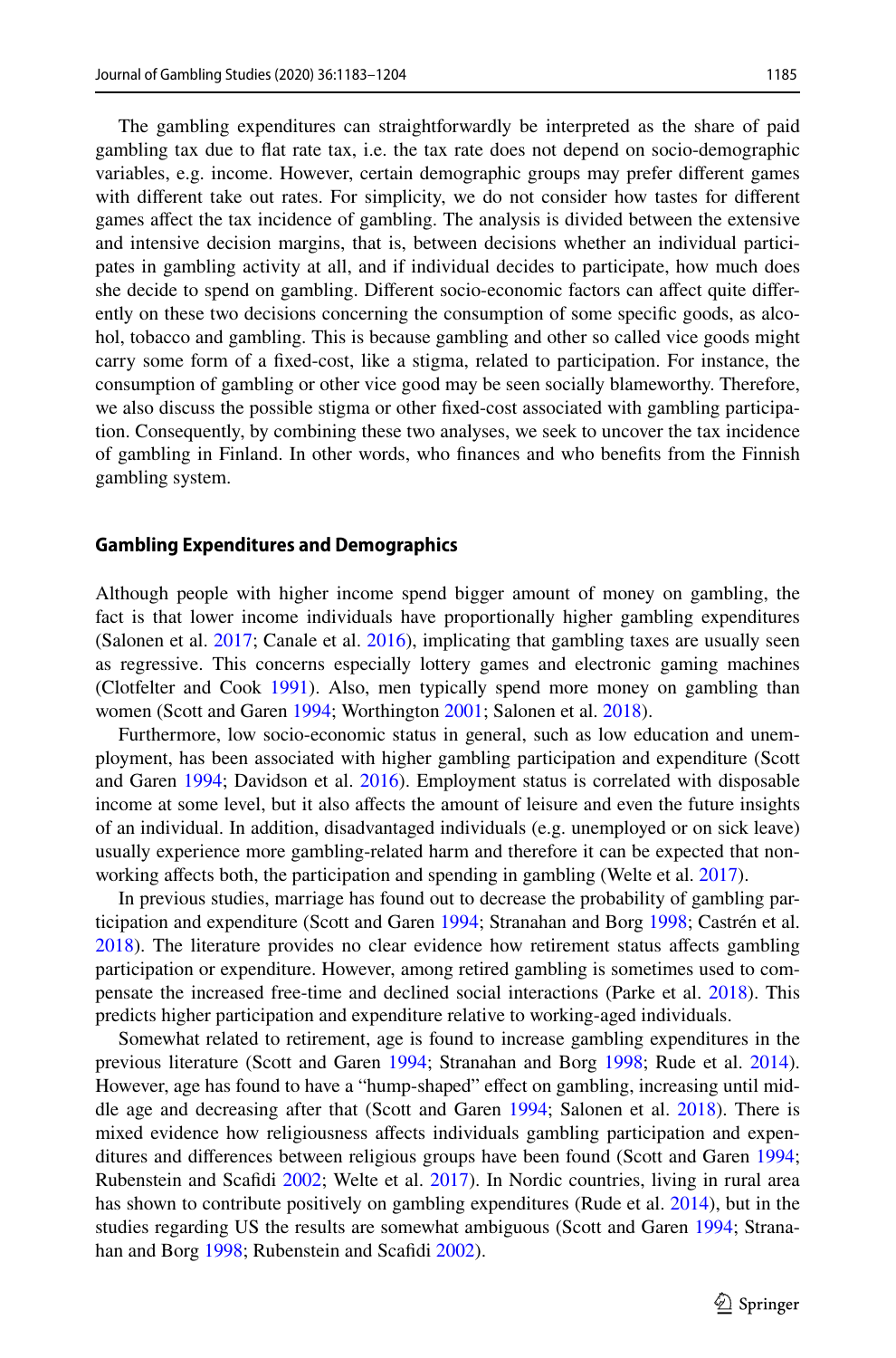The gambling expenditures can straightforwardly be interpreted as the share of paid gambling tax due to flat rate tax, i.e. the tax rate does not depend on socio-demographic variables, e.g. income. However, certain demographic groups may prefer different games with different take out rates. For simplicity, we do not consider how tastes for different games affect the tax incidence of gambling. The analysis is divided between the extensive and intensive decision margins, that is, between decisions whether an individual participates in gambling activity at all, and if individual decides to participate, how much does she decide to spend on gambling. Different socio-economic factors can affect quite differently on these two decisions concerning the consumption of some specific goods, as alcohol, tobacco and gambling. This is because gambling and other so called vice goods might carry some form of a fixed-cost, like a stigma, related to participation. For instance, the consumption of gambling or other vice good may be seen socially blameworthy. Therefore, we also discuss the possible stigma or other fixed-cost associated with gambling participation. Consequently, by combining these two analyses, we seek to uncover the tax incidence of gambling in Finland. In other words, who finances and who benefits from the Finnish gambling system.

### Gambling Expenditures and Demographics

Although people with higher income spend bigger amount of money on gambling, the fact is that lower income individuals have proportionally higher gambling expenditures (Salonen et al. 2017; Canale et al. 2016), implicating that gambling taxes are usually seen as regressive. This concerns especially lottery games and electronic gaming machines (Clotfelter and Cook 1991). Also, men typically spend more money on gambling than women (Scott and Garen 1994; Worthington 2001; Salonen et al. 2018).

Furthermore, low socio-economic status in general, such as low education and unemployment, has been associated with higher gambling participation and expenditure (Scott and Garen 1994; Davidson et al. 2016). Employment status is correlated with disposable income at some level, but it also affects the amount of leisure and even the future insights of an individual. In addition, disadvantaged individuals (e.g. unemployed or on sick leave) usually experience more gambling-related harm and therefore it can be expected that non-working affects both, the participation and spending in gambling (Welte et al. 2017).

In previous studies, marriage has found out to decrease the probability of gambling participation and expenditure (Scott and Garen 1994; Stranahan and Borg 1998; Castrén et al. 2018). The literature provides no clear evidence how retirement status affects gambling participation or expenditure. However, among retired gambling is sometimes used to compensate the increased free-time and declined social interactions (Parke et al. 2018). This predicts higher participation and expenditure relative to working-aged individuals.

Somewhat related to retirement, age is found to increase gambling expenditures in the previous literature (Scott and Garen 1994; Stranahan and Borg 1998; Rude et al. 2014). However, age has found to have a "hump-shaped" effect on gambling, increasing until middle age and decreasing after that (Scott and Garen 1994; Salonen et al. 2018). There is mixed evidence how religiousness affects individuals gambling participation and expenditures and differences between religious groups have been found (Scott and Garen 1994; Rubenstein and Scafidi 2002; Welte et al. 2017). In Nordic countries, living in rural area has shown to contribute positively on gambling expenditures (Rude et al. 2014), but in the studies regarding US the results are somewhat ambiguous (Scott and Garen 1994; Stranahan and Borg 1998; Rubenstein and Scafidi 2002).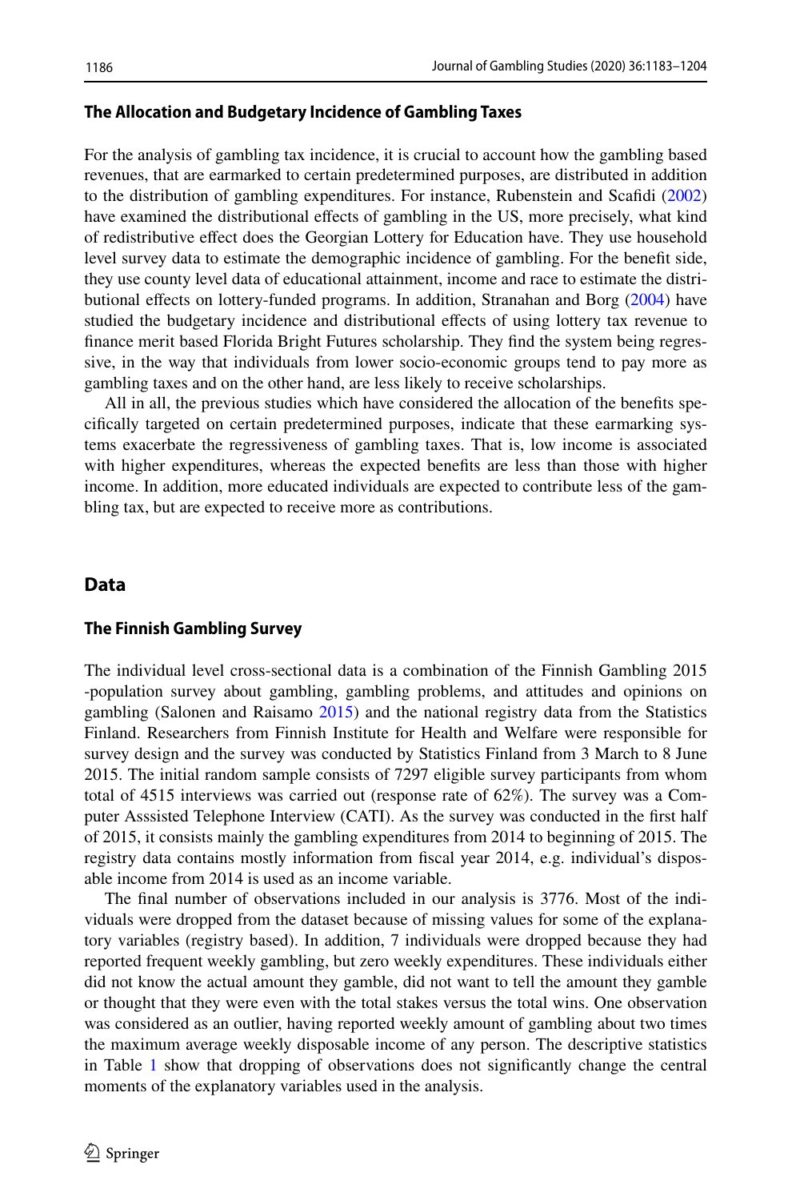### The Allocation and Budgetary Incidence of Gambling Taxes

For the analysis of gambling tax incidence, it is crucial to account how the gambling based revenues, that are earmarked to certain predetermined purposes, are distributed in addition to the distribution of gambling expenditures. For instance, Rubenstein and Scafidi (2002) have examined the distributional effects of gambling in the US, more precisely, what kind of redistributive effect does the Georgian Lottery for Education have. They use household level survey data to estimate the demographic incidence of gambling. For the benefit side, they use county level data of educational attainment, income and race to estimate the distributional effects on lottery-funded programs. In addition, Stranahan and Borg (2004) have studied the budgetary incidence and distributional effects of using lottery tax revenue to finance merit based Florida Bright Futures scholarship. They find the system being regressive, in the way that individuals from lower socio-economic groups tend to pay more as gambling taxes and on the other hand, are less likely to receive scholarships.

All in all, the previous studies which have considered the allocation of the benefits specifically targeted on certain predetermined purposes, indicate that these earmarking systems exacerbate the regressiveness of gambling taxes. That is, low income is associated with higher expenditures, whereas the expected benefits are less than those with higher income. In addition, more educated individuals are expected to contribute less of the gambling tax, but are expected to receive more as contributions.

## Data

### The Finnish Gambling Survey

The individual level cross-sectional data is a combination of the Finnish Gambling 2015 -population survey about gambling, gambling problems, and attitudes and opinions on gambling (Salonen and Raisamo 2015) and the national registry data from the Statistics Finland. Researchers from Finnish Institute for Health and Welfare were responsible for survey design and the survey was conducted by Statistics Finland from 3 March to 8 June 2015. The initial random sample consists of 7297 eligible survey participants from whom total of 4515 interviews was carried out (response rate of 62%). The survey was a Computer Asssisted Telephone Interview (CATI). As the survey was conducted in the first half of 2015, it consists mainly the gambling expenditures from 2014 to beginning of 2015. The registry data contains mostly information from fiscal year 2014, e.g. individual's disposable income from 2014 is used as an income variable.

The final number of observations included in our analysis is 3776. Most of the individuals were dropped from the dataset because of missing values for some of the explanatory variables (registry based). In addition, 7 individuals were dropped because they had reported frequent weekly gambling, but zero weekly expenditures. These individuals either did not know the actual amount they gamble, did not want to tell the amount they gamble or thought that they were even with the total stakes versus the total wins. One observation was considered as an outlier, having reported weekly amount of gambling about two times the maximum average weekly disposable income of any person. The descriptive statistics in Table 1 show that dropping of observations does not significantly change the central moments of the explanatory variables used in the analysis.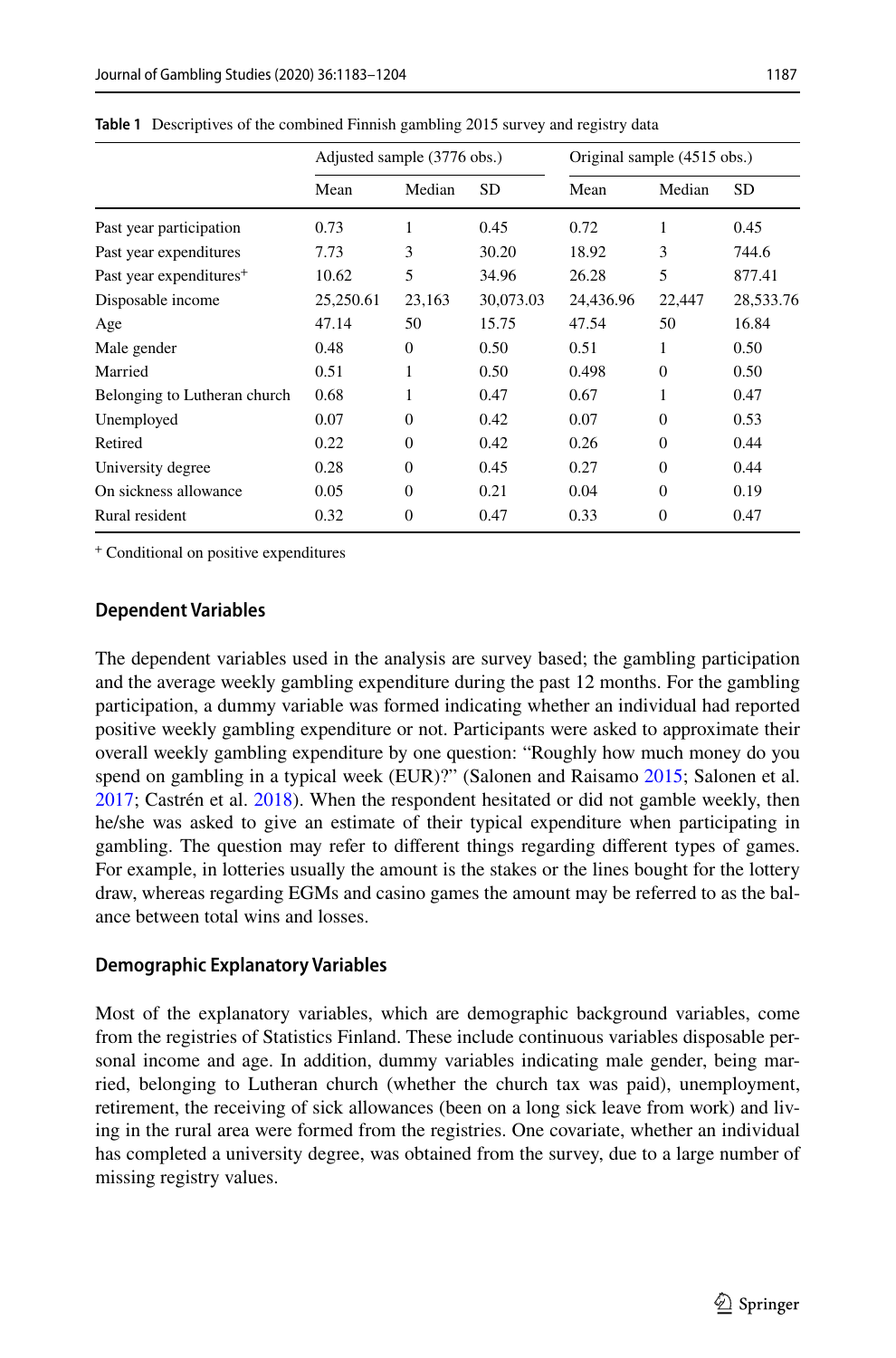**Table 1** Descriptives of the combined Finnish gambling 2015 survey and registry data

| | Adjusted sample (3776 obs.) | | | Original sample (4515 obs.) | | |
|---|---|---|---|---|---|---|
| | Mean | Median | SD | Mean | Median | SD |
| Past year participation | 0.73 | 1 | 0.45 | 0.72 | 1 | 0.45 |
| Past year expenditures | 7.73 | 3 | 30.20 | 18.92 | 3 | 744.6 |
| Past year expenditures$^{+}$ | 10.62 | 5 | 34.96 | 26.28 | 5 | 877.41 |
| Disposable income | 25,250.61 | 23,163 | 30,073.03 | 24,436.96 | 22,447 | 28,533.76 |
| Age | 47.14 | 50 | 15.75 | 47.54 | 50 | 16.84 |
| Male gender | 0.48 | 0 | 0.50 | 0.51 | 1 | 0.50 |
| Married | 0.51 | 1 | 0.50 | 0.498 | 0 | 0.50 |
| Belonging to Lutheran church | 0.68 | 1 | 0.47 | 0.67 | 1 | 0.47 |
| Unemployed | 0.07 | 0 | 0.42 | 0.07 | 0 | 0.53 |
| Retired | 0.22 | 0 | 0.42 | 0.26 | 0 | 0.44 |
| University degree | 0.28 | 0 | 0.45 | 0.27 | 0 | 0.44 |
| On sickness allowance | 0.05 | 0 | 0.21 | 0.04 | 0 | 0.19 |
| Rural resident | 0.32 | 0 | 0.47 | 0.33 | 0 | 0.47 |

$^{+}$ Conditional on positive expenditures

### Dependent Variables

The dependent variables used in the analysis are survey based; the gambling participation and the average weekly gambling expenditure during the past 12 months. For the gambling participation, a dummy variable was formed indicating whether an individual had reported positive weekly gambling expenditure or not. Participants were asked to approximate their overall weekly gambling expenditure by one question: "Roughly how much money do you spend on gambling in a typical week (EUR)?" (Salonen and Raisamo 2015; Salonen et al. 2017; Castrén et al. 2018). When the respondent hesitated or did not gamble weekly, then he/she was asked to give an estimate of their typical expenditure when participating in gambling. The question may refer to different things regarding different types of games. For example, in lotteries usually the amount is the stakes or the lines bought for the lottery draw, whereas regarding EGMs and casino games the amount may be referred to as the balance between total wins and losses.

### Demographic Explanatory Variables

Most of the explanatory variables, which are demographic background variables, come from the registries of Statistics Finland. These include continuous variables disposable personal income and age. In addition, dummy variables indicating male gender, being married, belonging to Lutheran church (whether the church tax was paid), unemployment, retirement, the receiving of sick allowances (been on a long sick leave from work) and living in the rural area were formed from the registries. One covariate, whether an individual has completed a university degree, was obtained from the survey, due to a large number of missing registry values.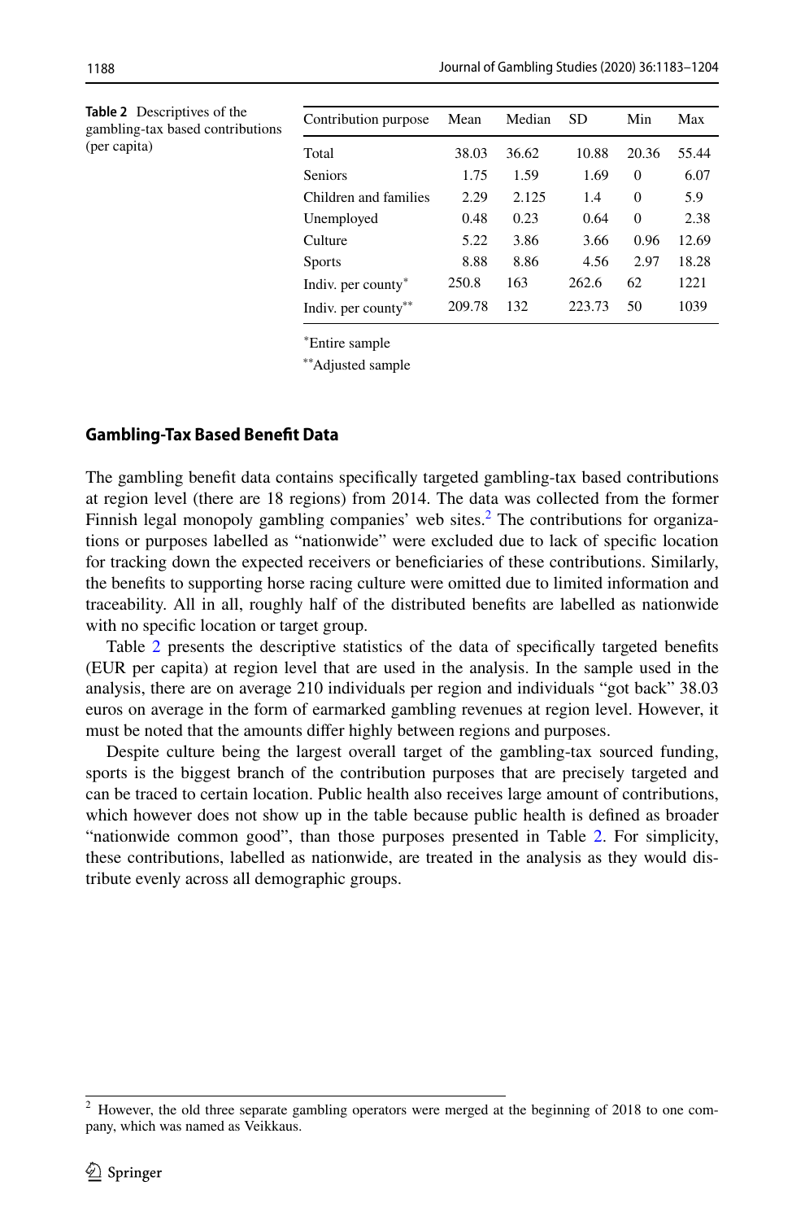**Table 2** Descriptives of the gambling-tax based contributions (per capita)

| Contribution purpose | Mean | Median | SD | Min | Max |
|---|---|---|---|---|---|
| Total | 38.03 | 36.62 | 10.88 | 20.36 | 55.44 |
| Seniors | 1.75 | 1.59 | 1.69 | 0 | 6.07 |
| Children and families | 2.29 | 2.125 | 1.4 | 0 | 5.9 |
| Unemployed | 0.48 | 0.23 | 0.64 | 0 | 2.38 |
| Culture | 5.22 | 3.86 | 3.66 | 0.96 | 12.69 |
| Sports | 8.88 | 8.86 | 4.56 | 2.97 | 18.28 |
| Indiv. per county* | 250.8 | 163 | 262.6 | 62 | 1221 |
| Indiv. per county** | 209.78 | 132 | 223.73 | 50 | 1039 |

*Entire sample

**Adjusted sample

### Gambling-Tax Based Benefit Data

The gambling benefit data contains specifically targeted gambling-tax based contributions at region level (there are 18 regions) from 2014. The data was collected from the former Finnish legal monopoly gambling companies' web sites.[2] The contributions for organizations or purposes labelled as "nationwide" were excluded due to lack of specific location for tracking down the expected receivers or beneficiaries of these contributions. Similarly, the benefits to supporting horse racing culture were omitted due to limited information and traceability. All in all, roughly half of the distributed benefits are labelled as nationwide with no specific location or target group.

Table 2 presents the descriptive statistics of the data of specifically targeted benefits (EUR per capita) at region level that are used in the analysis. In the sample used in the analysis, there are on average 210 individuals per region and individuals "got back" 38.03 euros on average in the form of earmarked gambling revenues at region level. However, it must be noted that the amounts differ highly between regions and purposes.

Despite culture being the largest overall target of the gambling-tax sourced funding, sports is the biggest branch of the contribution purposes that are precisely targeted and can be traced to certain location. Public health also receives large amount of contributions, which however does not show up in the table because public health is defined as broader "nationwide common good", than those purposes presented in Table 2. For simplicity, these contributions, labelled as nationwide, are treated in the analysis as they would distribute evenly across all demographic groups.

[2] However, the old three separate gambling operators were merged at the beginning of 2018 to one company, which was named as Veikkaus.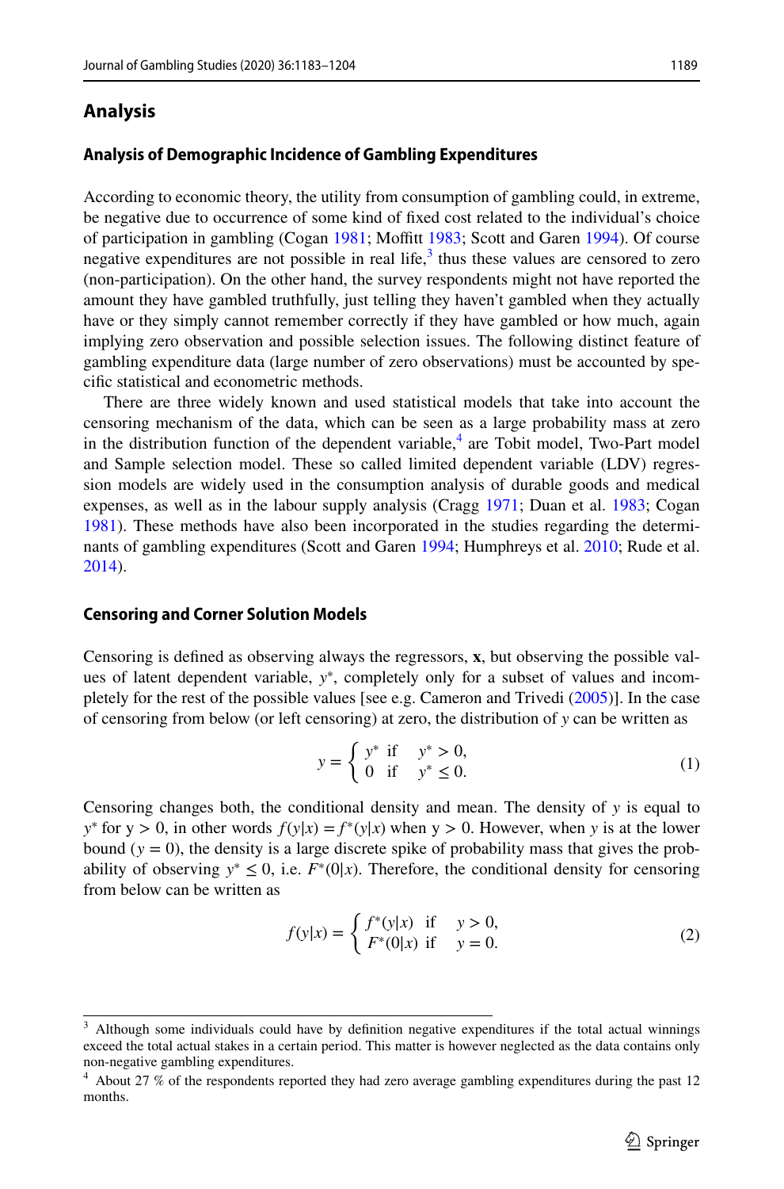## Analysis

### Analysis of Demographic Incidence of Gambling Expenditures

According to economic theory, the utility from consumption of gambling could, in extreme, be negative due to occurrence of some kind of fixed cost related to the individual's choice of participation in gambling (Cogan 1981; Moffitt 1983; Scott and Garen 1994). Of course negative expenditures are not possible in real life,[3] thus these values are censored to zero (non-participation). On the other hand, the survey respondents might not have reported the amount they have gambled truthfully, just telling they haven't gambled when they actually have or they simply cannot remember correctly if they have gambled or how much, again implying zero observation and possible selection issues. The following distinct feature of gambling expenditure data (large number of zero observations) must be accounted by specific statistical and econometric methods.

There are three widely known and used statistical models that take into account the censoring mechanism of the data, which can be seen as a large probability mass at zero in the distribution function of the dependent variable,[4] are Tobit model, Two-Part model and Sample selection model. These so called limited dependent variable (LDV) regression models are widely used in the consumption analysis of durable goods and medical expenses, as well as in the labour supply analysis (Cragg 1971; Duan et al. 1983; Cogan 1981). These methods have also been incorporated in the studies regarding the determinants of gambling expenditures (Scott and Garen 1994; Humphreys et al. 2010; Rude et al. 2014).

### Censoring and Corner Solution Models

Censoring is defined as observing always the regressors, $\mathbf{x}$, but observing the possible values of latent dependent variable, $y^*$, completely only for a subset of values and incompletely for the rest of the possible values [see e.g. Cameron and Trivedi (2005)]. In the case of censoring from below (or left censoring) at zero, the distribution of $y$ can be written as

$$y = \begin{cases} y^* & \text{if} \quad y^* > 0, \\ 0 & \text{if} \quad y^* \leq 0. \end{cases} \tag{1}$$

Censoring changes both, the conditional density and mean. The density of $y$ is equal to $y^*$ for y > 0, in other words $f(y|x) = f^*(y|x)$ when y > 0. However, when $y$ is at the lower bound ($y = 0$), the density is a large discrete spike of probability mass that gives the probability of observing $y^* \leq 0$, i.e. $F^*(0|x)$. Therefore, the conditional density for censoring from below can be written as

$$f(y|x) = \begin{cases} f^*(y|x) & \text{if} \quad y > 0, \\ F^*(0|x) & \text{if} \quad y = 0. \end{cases} \tag{2}$$

[3] Although some individuals could have by definition negative expenditures if the total actual winnings exceed the total actual stakes in a certain period. This matter is however neglected as the data contains only non-negative gambling expenditures.

[4] About 27 % of the respondents reported they had zero average gambling expenditures during the past 12 months.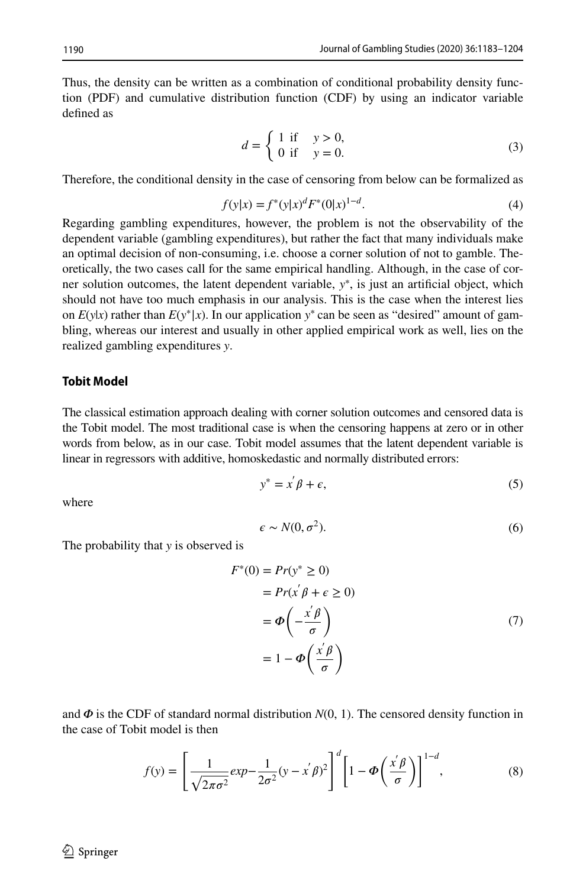Thus, the density can be written as a combination of conditional probability density function (PDF) and cumulative distribution function (CDF) by using an indicator variable defined as

$$d = \begin{cases} 1 & \text{if} \quad y > 0, \\ 0 & \text{if} \quad y = 0. \end{cases} \tag{3}$$

Therefore, the conditional density in the case of censoring from below can be formalized as

$$f(y|x) = f^{*}(y|x)^{d} F^{*}(0|x)^{1-d}. \tag{4}$$

Regarding gambling expenditures, however, the problem is not the observability of the dependent variable (gambling expenditures), but rather the fact that many individuals make an optimal decision of non-consuming, i.e. choose a corner solution of not to gamble. Theoretically, the two cases call for the same empirical handling. Although, in the case of corner solution outcomes, the latent dependent variable, $y^{*}$, is just an artificial object, which should not have too much emphasis in our analysis. This is the case when the interest lies on $E(y|x)$ rather than $E(y^{*}|x)$. In our application $y^{*}$ can be seen as "desired" amount of gambling, whereas our interest and usually in other applied empirical work as well, lies on the realized gambling expenditures $y$.

## Tobit Model

The classical estimation approach dealing with corner solution outcomes and censored data is the Tobit model. The most traditional case is when the censoring happens at zero or in other words from below, as in our case. Tobit model assumes that the latent dependent variable is linear in regressors with additive, homoskedastic and normally distributed errors:

$$y^{*} = x^{'}\beta + \epsilon, \tag{5}$$

where

$$\epsilon \sim N(0, \sigma^{2}). \tag{6}$$

The probability that $y$ is observed is

$$\begin{aligned} F^{*}(0) &= Pr(y^{*} \geq 0) \\ &= Pr(x^{'}\beta + \epsilon \geq 0) \\ &= \Phi\left(-\frac{x^{'}\beta}{\sigma}\right) \\ &= 1 - \Phi\left(\frac{x^{'}\beta}{\sigma}\right) \end{aligned} \tag{7}$$

and $\Phi$ is the CDF of standard normal distribution $N(0, 1)$. The censored density function in the case of Tobit model is then

$$f(y) = \left[\frac{1}{\sqrt{2\pi\sigma^{2}}} exp - \frac{1}{2\sigma^{2}}(y - x^{'}\beta)^{2}\right]^{d} \left[1 - \Phi\left(\frac{x^{'}\beta}{\sigma}\right)\right]^{1-d}, \tag{8}$$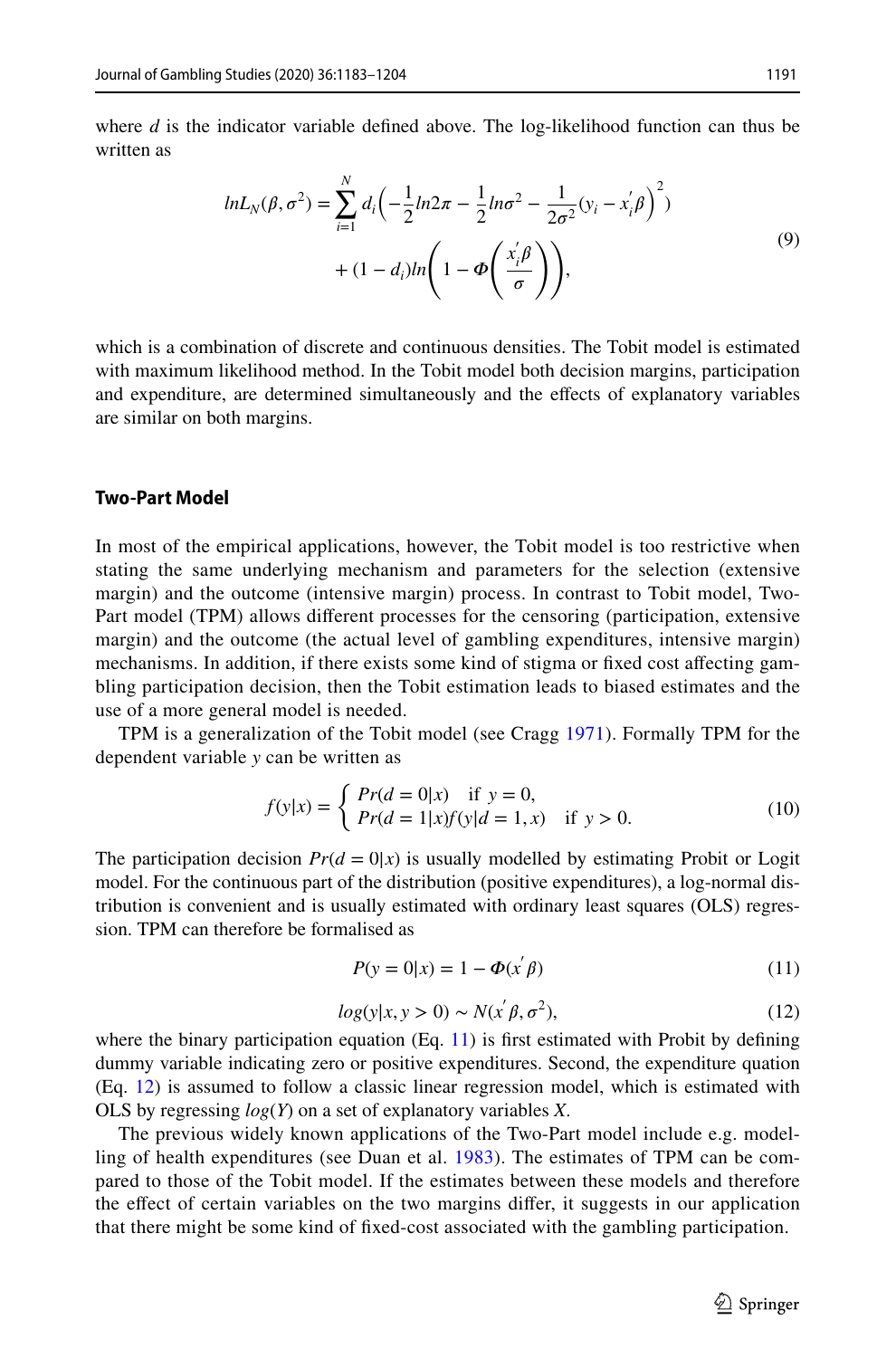where $d$ is the indicator variable defined above. The log-likelihood function can thus be written as

$$lnL_N(\beta, \sigma^2) = \sum_{i=1}^{N} d_i \Big( -\frac{1}{2} ln2\pi - \frac{1}{2} ln\sigma^2 - \frac{1}{2\sigma^2} (y_i - x_i^{'}\beta \Big)^2 ) + (1 - d_i) ln \left( 1 - \Phi \left( \frac{x_i^{'}\beta}{\sigma} \right) \right), \tag{9}$$

which is a combination of discrete and continuous densities. The Tobit model is estimated with maximum likelihood method. In the Tobit model both decision margins, participation and expenditure, are determined simultaneously and the effects of explanatory variables are similar on both margins.

### Two-Part Model

In most of the empirical applications, however, the Tobit model is too restrictive when stating the same underlying mechanism and parameters for the selection (extensive margin) and the outcome (intensive margin) process. In contrast to Tobit model, Two-Part model (TPM) allows different processes for the censoring (participation, extensive margin) and the outcome (the actual level of gambling expenditures, intensive margin) mechanisms. In addition, if there exists some kind of stigma or fixed cost affecting gambling participation decision, then the Tobit estimation leads to biased estimates and the use of a more general model is needed.

TPM is a generalization of the Tobit model (see Cragg 1971). Formally TPM for the dependent variable $y$ can be written as

$$f(y|x) = \begin{cases} Pr(d = 0|x) & \text{if } y = 0, \\ Pr(d = 1|x) f(y|d = 1, x) & \text{if } y > 0. \end{cases} \tag{10}$$

The participation decision $Pr(d = 0|x)$ is usually modelled by estimating Probit or Logit model. For the continuous part of the distribution (positive expenditures), a log-normal distribution is convenient and is usually estimated with ordinary least squares (OLS) regression. TPM can therefore be formalised as

$$P(y = 0|x) = 1 - \Phi(x^{'}\beta) \tag{11}$$

$$log(y|x, y > 0) \sim N(x^{'}\beta, \sigma^2), \tag{12}$$

where the binary participation equation (Eq. 11) is first estimated with Probit by defining dummy variable indicating zero or positive expenditures. Second, the expenditure quation (Eq. 12) is assumed to follow a classic linear regression model, which is estimated with OLS by regressing $log(Y)$ on a set of explanatory variables $X$.

The previous widely known applications of the Two-Part model include e.g. modelling of health expenditures (see Duan et al. 1983). The estimates of TPM can be compared to those of the Tobit model. If the estimates between these models and therefore the effect of certain variables on the two margins differ, it suggests in our application that there might be some kind of fixed-cost associated with the gambling participation.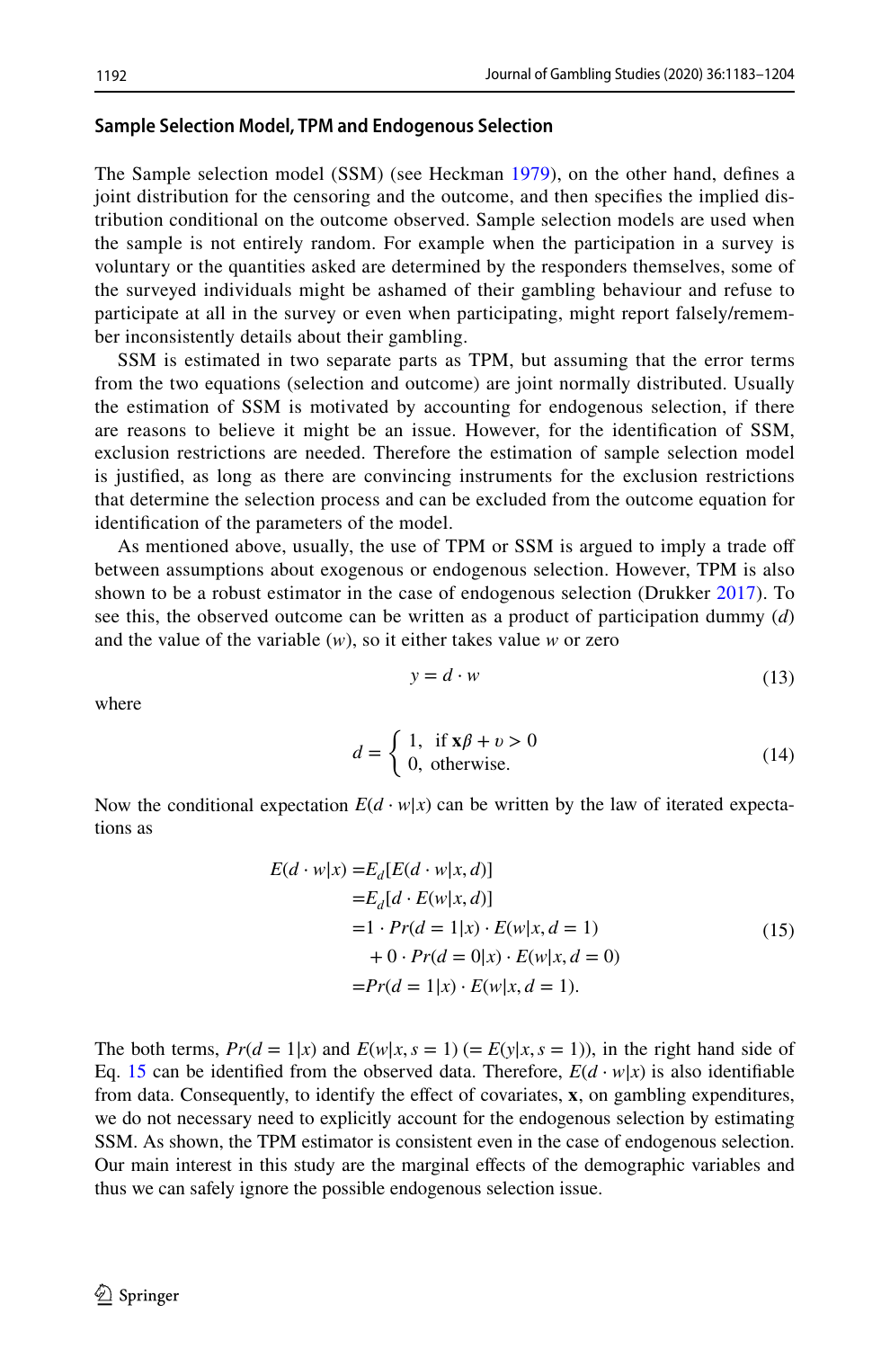### Sample Selection Model, TPM and Endogenous Selection

The Sample selection model (SSM) (see Heckman 1979), on the other hand, defines a joint distribution for the censoring and the outcome, and then specifies the implied distribution conditional on the outcome observed. Sample selection models are used when the sample is not entirely random. For example when the participation in a survey is voluntary or the quantities asked are determined by the responders themselves, some of the surveyed individuals might be ashamed of their gambling behaviour and refuse to participate at all in the survey or even when participating, might report falsely/remember inconsistently details about their gambling.

SSM is estimated in two separate parts as TPM, but assuming that the error terms from the two equations (selection and outcome) are joint normally distributed. Usually the estimation of SSM is motivated by accounting for endogenous selection, if there are reasons to believe it might be an issue. However, for the identification of SSM, exclusion restrictions are needed. Therefore the estimation of sample selection model is justified, as long as there are convincing instruments for the exclusion restrictions that determine the selection process and can be excluded from the outcome equation for identification of the parameters of the model.

As mentioned above, usually, the use of TPM or SSM is argued to imply a trade off between assumptions about exogenous or endogenous selection. However, TPM is also shown to be a robust estimator in the case of endogenous selection (Drukker 2017). To see this, the observed outcome can be written as a product of participation dummy ($d$) and the value of the variable ($w$), so it either takes value $w$ or zero

$$y = d \cdot w \tag{13}$$

where

$$d = \begin{cases} 1, & \text{if } \mathbf{x}\beta + \upsilon > 0 \\ 0, & \text{otherwise.} \end{cases} \tag{14}$$

Now the conditional expectation $E(d \cdot w|x)$ can be written by the law of iterated expectations as

$$\begin{aligned} E(d \cdot w|x) =& E_d[E(d \cdot w|x, d)] \\ =& E_d[d \cdot E(w|x, d)] \\ =& 1 \cdot Pr(d = 1|x) \cdot E(w|x, d = 1) \\ &+ 0 \cdot Pr(d = 0|x) \cdot E(w|x, d = 0) \\ =& Pr(d = 1|x) \cdot E(w|x, d = 1). \end{aligned} \tag{15}$$

The both terms, $Pr(d = 1|x)$ and $E(w|x, s = 1)$ ($= E(y|x, s = 1)$), in the right hand side of Eq. 15 can be identified from the observed data. Therefore, $E(d \cdot w|x)$ is also identifiable from data. Consequently, to identify the effect of covariates, $\mathbf{x}$, on gambling expenditures, we do not necessary need to explicitly account for the endogenous selection by estimating SSM. As shown, the TPM estimator is consistent even in the case of endogenous selection. Our main interest in this study are the marginal effects of the demographic variables and thus we can safely ignore the possible endogenous selection issue.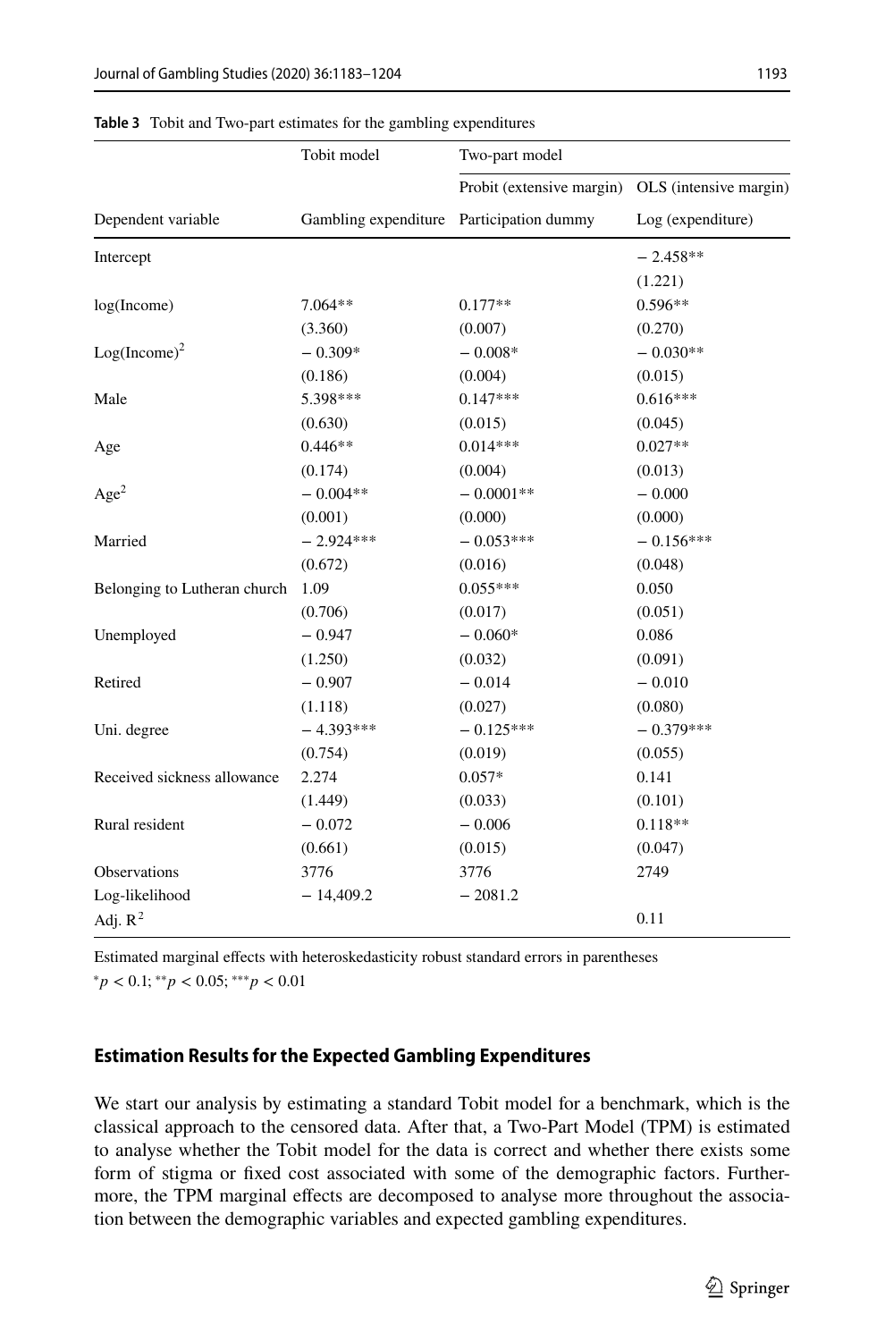**Table 3** Tobit and Two-part estimates for the gambling expenditures

| | Tobit model | Two-part model | |
|---|---|---|---|
| | | Probit (extensive margin) | OLS (intensive margin) |
| Dependent variable | Gambling expenditure | Participation dummy | Log (expenditure) |
| Intercept | | | − 2.458** |
| | | | (1.221) |
| log(Income) | 7.064** | 0.177** | 0.596** |
| | (3.360) | (0.007) | (0.270) |
| $\text{Log(Income)}^2$ | − 0.309* | − 0.008* | − 0.030** |
| | (0.186) | (0.004) | (0.015) |
| Male | 5.398*** | 0.147*** | 0.616*** |
| | (0.630) | (0.015) | (0.045) |
| Age | 0.446** | 0.014*** | 0.027** |
| | (0.174) | (0.004) | (0.013) |
| $\text{Age}^2$ | − 0.004** | − 0.0001** | − 0.000 |
| | (0.001) | (0.000) | (0.000) |
| Married | − 2.924*** | − 0.053*** | − 0.156*** |
| | (0.672) | (0.016) | (0.048) |
| Belonging to Lutheran church | 1.09 | 0.055*** | 0.050 |
| | (0.706) | (0.017) | (0.051) |
| Unemployed | − 0.947 | − 0.060* | 0.086 |
| | (1.250) | (0.032) | (0.091) |
| Retired | − 0.907 | − 0.014 | − 0.010 |
| | (1.118) | (0.027) | (0.080) |
| Uni. degree | − 4.393*** | − 0.125*** | − 0.379*** |
| | (0.754) | (0.019) | (0.055) |
| Received sickness allowance | 2.274 | 0.057* | 0.141 |
| | (1.449) | (0.033) | (0.101) |
| Rural resident | − 0.072 | − 0.006 | 0.118** |
| | (0.661) | (0.015) | (0.047) |
| Observations | 3776 | 3776 | 2749 |
| Log-likelihood | − 14,409.2 | − 2081.2 | |
| Adj. $R^2$ | | | 0.11 |

Estimated marginal effects with heteroskedasticity robust standard errors in parentheses

$^{*}p < 0.1$; $^{**}p < 0.05$; $^{***}p < 0.01$

### Estimation Results for the Expected Gambling Expenditures

We start our analysis by estimating a standard Tobit model for a benchmark, which is the classical approach to the censored data. After that, a Two-Part Model (TPM) is estimated to analyse whether the Tobit model for the data is correct and whether there exists some form of stigma or fixed cost associated with some of the demographic factors. Furthermore, the TPM marginal effects are decomposed to analyse more throughout the association between the demographic variables and expected gambling expenditures.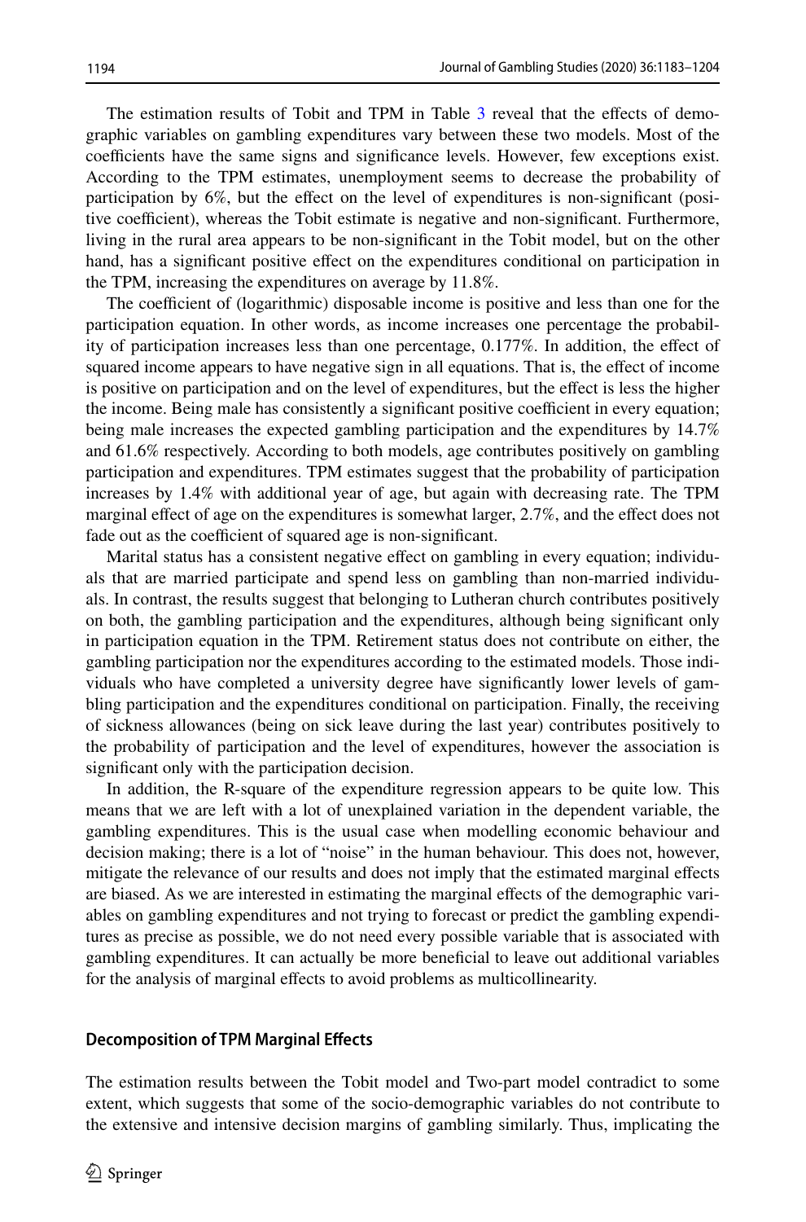The estimation results of Tobit and TPM in Table 3 reveal that the effects of demographic variables on gambling expenditures vary between these two models. Most of the coefficients have the same signs and significance levels. However, few exceptions exist. According to the TPM estimates, unemployment seems to decrease the probability of participation by 6%, but the effect on the level of expenditures is non-significant (positive coefficient), whereas the Tobit estimate is negative and non-significant. Furthermore, living in the rural area appears to be non-significant in the Tobit model, but on the other hand, has a significant positive effect on the expenditures conditional on participation in the TPM, increasing the expenditures on average by 11.8%.

The coefficient of (logarithmic) disposable income is positive and less than one for the participation equation. In other words, as income increases one percentage the probability of participation increases less than one percentage, 0.177%. In addition, the effect of squared income appears to have negative sign in all equations. That is, the effect of income is positive on participation and on the level of expenditures, but the effect is less the higher the income. Being male has consistently a significant positive coefficient in every equation; being male increases the expected gambling participation and the expenditures by 14.7% and 61.6% respectively. According to both models, age contributes positively on gambling participation and expenditures. TPM estimates suggest that the probability of participation increases by 1.4% with additional year of age, but again with decreasing rate. The TPM marginal effect of age on the expenditures is somewhat larger, 2.7%, and the effect does not fade out as the coefficient of squared age is non-significant.

Marital status has a consistent negative effect on gambling in every equation; individuals that are married participate and spend less on gambling than non-married individuals. In contrast, the results suggest that belonging to Lutheran church contributes positively on both, the gambling participation and the expenditures, although being significant only in participation equation in the TPM. Retirement status does not contribute on either, the gambling participation nor the expenditures according to the estimated models. Those individuals who have completed a university degree have significantly lower levels of gambling participation and the expenditures conditional on participation. Finally, the receiving of sickness allowances (being on sick leave during the last year) contributes positively to the probability of participation and the level of expenditures, however the association is significant only with the participation decision.

In addition, the R-square of the expenditure regression appears to be quite low. This means that we are left with a lot of unexplained variation in the dependent variable, the gambling expenditures. This is the usual case when modelling economic behaviour and decision making; there is a lot of "noise" in the human behaviour. This does not, however, mitigate the relevance of our results and does not imply that the estimated marginal effects are biased. As we are interested in estimating the marginal effects of the demographic variables on gambling expenditures and not trying to forecast or predict the gambling expenditures as precise as possible, we do not need every possible variable that is associated with gambling expenditures. It can actually be more beneficial to leave out additional variables for the analysis of marginal effects to avoid problems as multicollinearity.

### Decomposition of TPM Marginal Effects

The estimation results between the Tobit model and Two-part model contradict to some extent, which suggests that some of the socio-demographic variables do not contribute to the extensive and intensive decision margins of gambling similarly. Thus, implicating the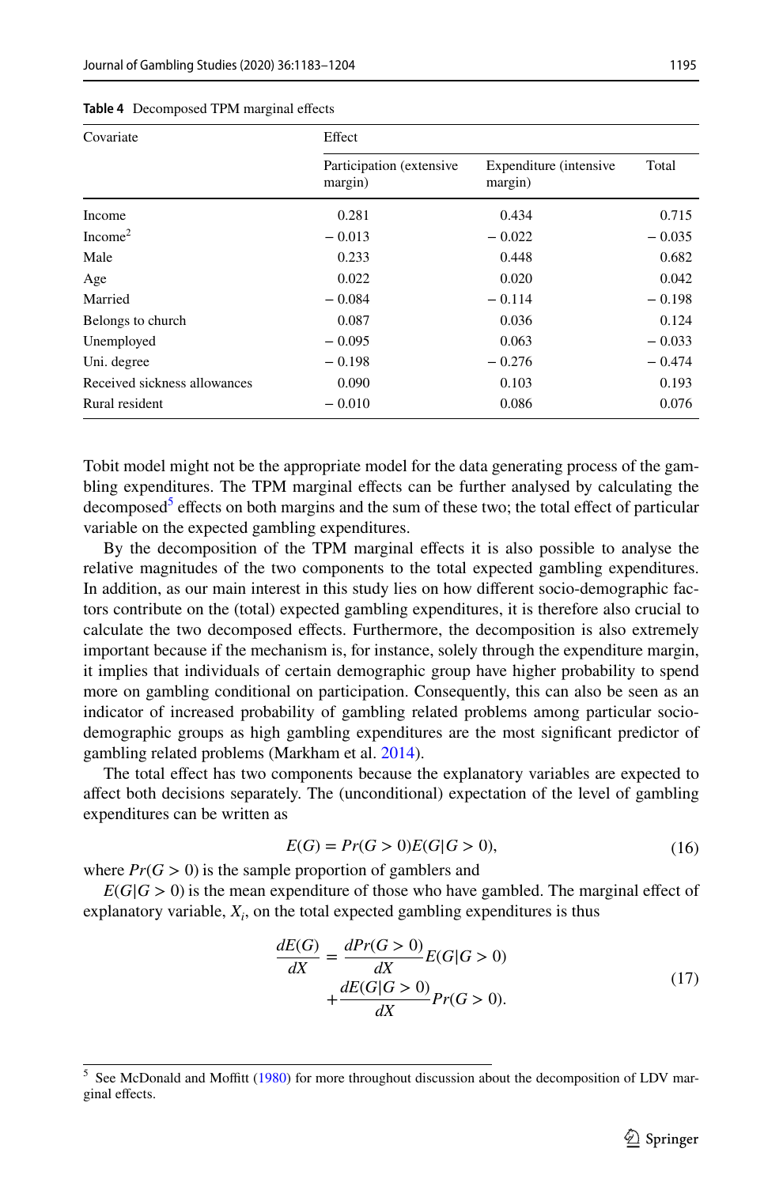**Table 4** Decomposed TPM marginal effects

| Covariate | Effect | | |
|---|---|---|---|
| | Participation (extensive margin) | Expenditure (intensive margin) | Total |
| Income | 0.281 | 0.434 | 0.715 |
| Income$^2$ | − 0.013 | − 0.022 | − 0.035 |
| Male | 0.233 | 0.448 | 0.682 |
| Age | 0.022 | 0.020 | 0.042 |
| Married | − 0.084 | − 0.114 | − 0.198 |
| Belongs to church | 0.087 | 0.036 | 0.124 |
| Unemployed | − 0.095 | 0.063 | − 0.033 |
| Uni. degree | − 0.198 | − 0.276 | − 0.474 |
| Received sickness allowances | 0.090 | 0.103 | 0.193 |
| Rural resident | − 0.010 | 0.086 | 0.076 |

Tobit model might not be the appropriate model for the data generating process of the gambling expenditures. The TPM marginal effects can be further analysed by calculating the decomposed[5] effects on both margins and the sum of these two; the total effect of particular variable on the expected gambling expenditures.

By the decomposition of the TPM marginal effects it is also possible to analyse the relative magnitudes of the two components to the total expected gambling expenditures. In addition, as our main interest in this study lies on how different socio-demographic factors contribute on the (total) expected gambling expenditures, it is therefore also crucial to calculate the two decomposed effects. Furthermore, the decomposition is also extremely important because if the mechanism is, for instance, solely through the expenditure margin, it implies that individuals of certain demographic group have higher probability to spend more on gambling conditional on participation. Consequently, this can also be seen as an indicator of increased probability of gambling related problems among particular socio-demographic groups as high gambling expenditures are the most significant predictor of gambling related problems (Markham et al. 2014).

The total effect has two components because the explanatory variables are expected to affect both decisions separately. The (unconditional) expectation of the level of gambling expenditures can be written as

$$E(G) = Pr(G > 0)E(G|G > 0), \tag{16}$$

where $Pr(G > 0)$ is the sample proportion of gamblers and

$E(G|G > 0)$ is the mean expenditure of those who have gambled. The marginal effect of explanatory variable, $X_i$, on the total expected gambling expenditures is thus

$$\begin{aligned}\frac{dE(G)}{dX} = \frac{dPr(G > 0)}{dX}E(G|G > 0) \\ + \frac{dE(G|G > 0)}{dX}Pr(G > 0).\end{aligned} \tag{17}$$

[5] See McDonald and Moffitt (1980) for more throughout discussion about the decomposition of LDV marginal effects.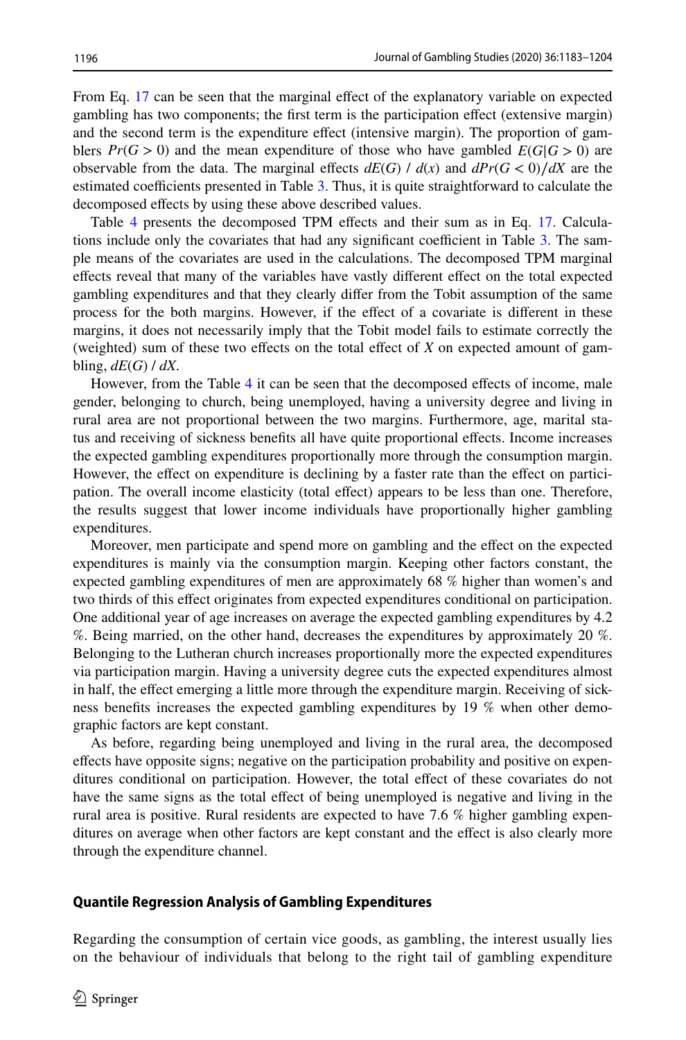From Eq. 17 can be seen that the marginal effect of the explanatory variable on expected gambling has two components; the first term is the participation effect (extensive margin) and the second term is the expenditure effect (intensive margin). The proportion of gamblers $Pr(G > 0)$ and the mean expenditure of those who have gambled $E(G|G > 0)$ are observable from the data. The marginal effects $dE(G) / d(x)$ and $dPr(G < 0)/dX$ are the estimated coefficients presented in Table 3. Thus, it is quite straightforward to calculate the decomposed effects by using these above described values.

Table 4 presents the decomposed TPM effects and their sum as in Eq. 17. Calculations include only the covariates that had any significant coefficient in Table 3. The sample means of the covariates are used in the calculations. The decomposed TPM marginal effects reveal that many of the variables have vastly different effect on the total expected gambling expenditures and that they clearly differ from the Tobit assumption of the same process for the both margins. However, if the effect of a covariate is different in these margins, it does not necessarily imply that the Tobit model fails to estimate correctly the (weighted) sum of these two effects on the total effect of $X$ on expected amount of gambling, $dE(G) / dX$.

However, from the Table 4 it can be seen that the decomposed effects of income, male gender, belonging to church, being unemployed, having a university degree and living in rural area are not proportional between the two margins. Furthermore, age, marital status and receiving of sickness benefits all have quite proportional effects. Income increases the expected gambling expenditures proportionally more through the consumption margin. However, the effect on expenditure is declining by a faster rate than the effect on participation. The overall income elasticity (total effect) appears to be less than one. Therefore, the results suggest that lower income individuals have proportionally higher gambling expenditures.

Moreover, men participate and spend more on gambling and the effect on the expected expenditures is mainly via the consumption margin. Keeping other factors constant, the expected gambling expenditures of men are approximately 68 % higher than women's and two thirds of this effect originates from expected expenditures conditional on participation. One additional year of age increases on average the expected gambling expenditures by 4.2 %. Being married, on the other hand, decreases the expenditures by approximately 20 %. Belonging to the Lutheran church increases proportionally more the expected expenditures via participation margin. Having a university degree cuts the expected expenditures almost in half, the effect emerging a little more through the expenditure margin. Receiving of sickness benefits increases the expected gambling expenditures by 19 % when other demographic factors are kept constant.

As before, regarding being unemployed and living in the rural area, the decomposed effects have opposite signs; negative on the participation probability and positive on expenditures conditional on participation. However, the total effect of these covariates do not have the same signs as the total effect of being unemployed is negative and living in the rural area is positive. Rural residents are expected to have 7.6 % higher gambling expenditures on average when other factors are kept constant and the effect is also clearly more through the expenditure channel.

## Quantile Regression Analysis of Gambling Expenditures

Regarding the consumption of certain vice goods, as gambling, the interest usually lies on the behaviour of individuals that belong to the right tail of gambling expenditure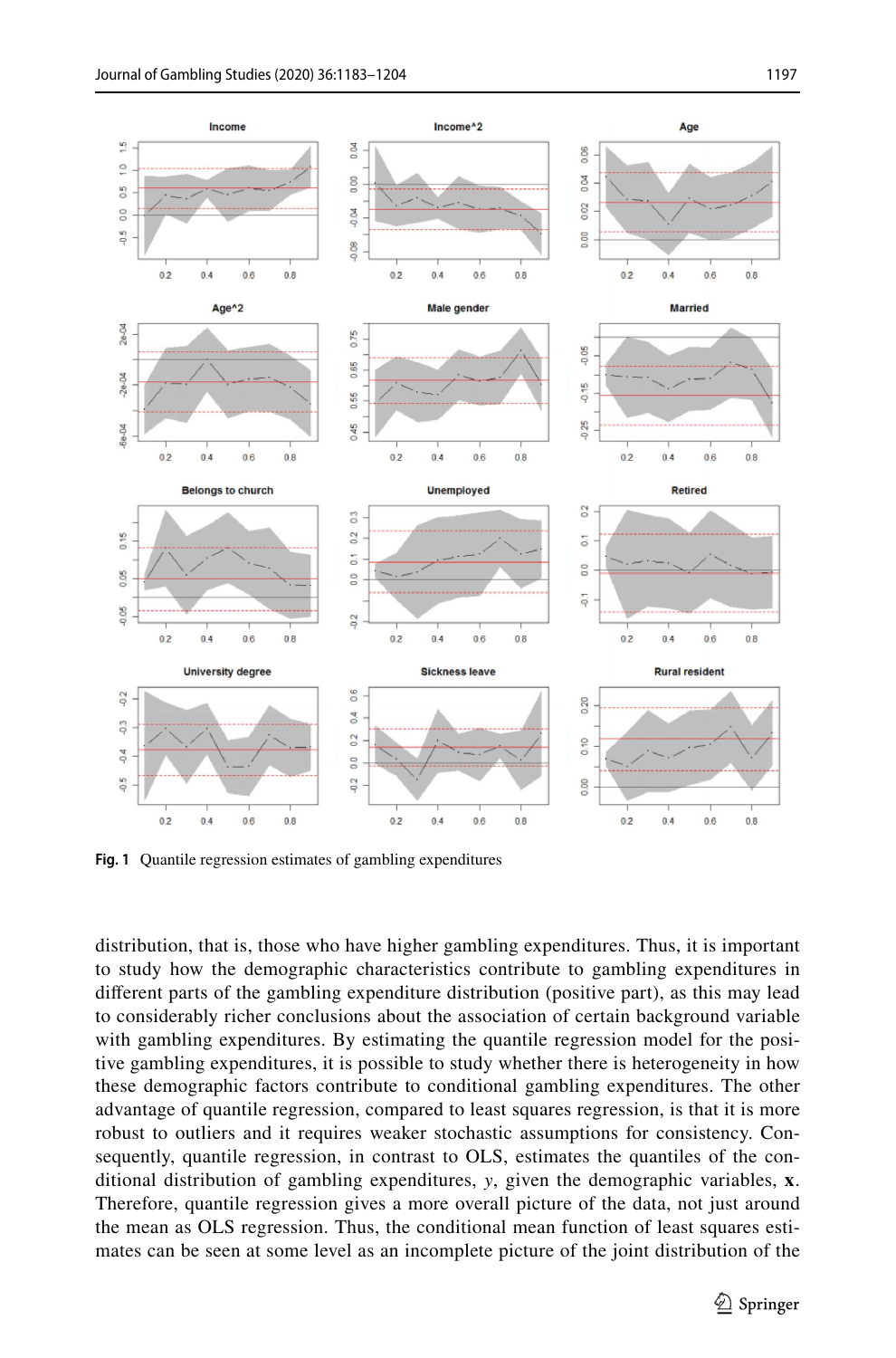Fig. 1 Quantile regression estimates of gambling expenditures

distribution, that is, those who have higher gambling expenditures. Thus, it is important to study how the demographic characteristics contribute to gambling expenditures in different parts of the gambling expenditure distribution (positive part), as this may lead to considerably richer conclusions about the association of certain background variable with gambling expenditures. By estimating the quantile regression model for the positive gambling expenditures, it is possible to study whether there is heterogeneity in how these demographic factors contribute to conditional gambling expenditures. The other advantage of quantile regression, compared to least squares regression, is that it is more robust to outliers and it requires weaker stochastic assumptions for consistency. Consequently, quantile regression, in contrast to OLS, estimates the quantiles of the conditional distribution of gambling expenditures, $y$, given the demographic variables, $\mathbf{x}$. Therefore, quantile regression gives a more overall picture of the data, not just around the mean as OLS regression. Thus, the conditional mean function of least squares estimates can be seen at some level as an incomplete picture of the joint distribution of the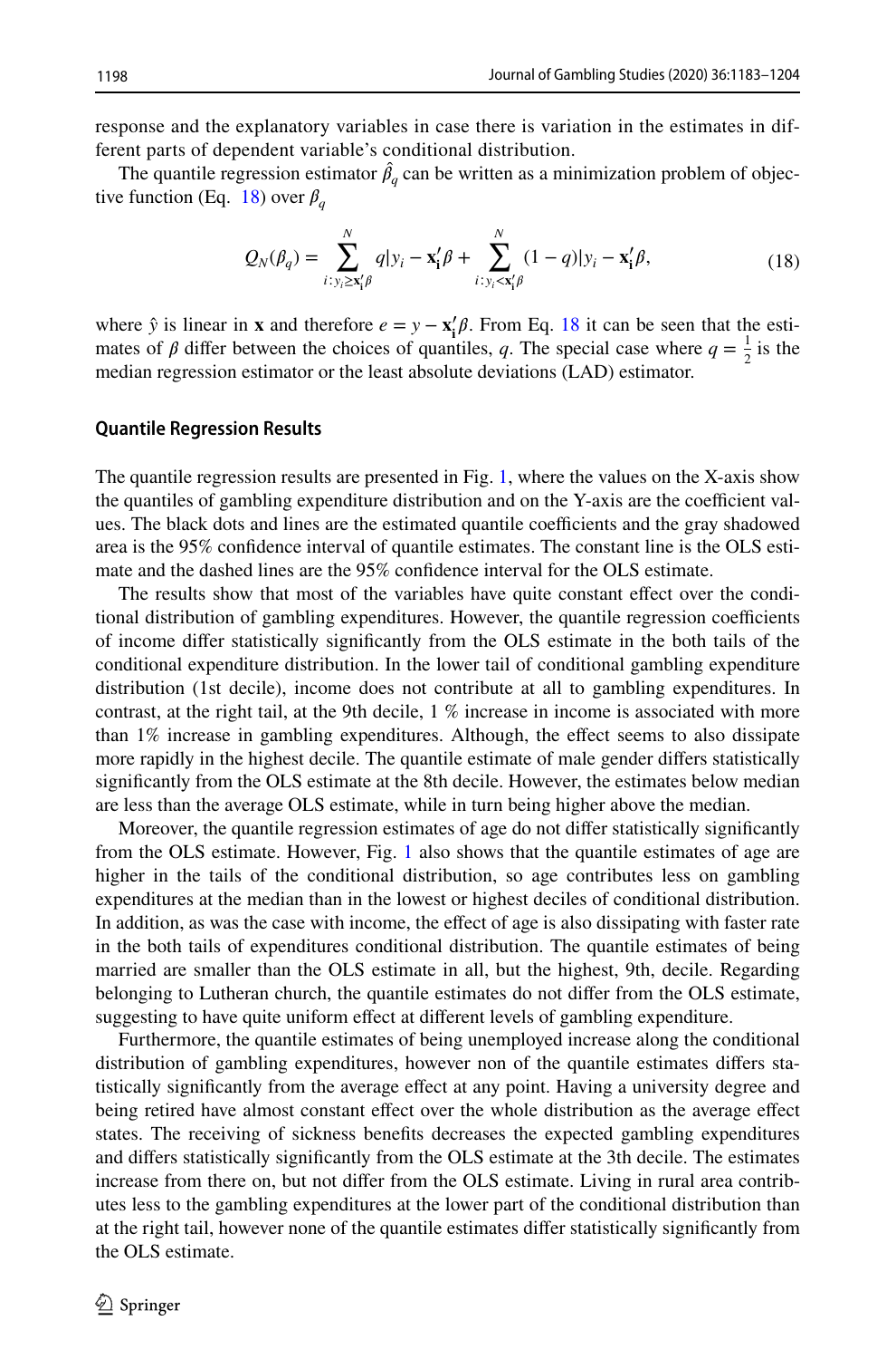response and the explanatory variables in case there is variation in the estimates in different parts of dependent variable's conditional distribution.

The quantile regression estimator $\hat{\beta}_q$ can be written as a minimization problem of objective function (Eq. 18) over $\beta_q$

$$Q_N(\beta_q) = \sum_{i:y_i \geq \mathbf{x}_i'\beta}^{N} q|y_i - \mathbf{x}_i'\beta + \sum_{i:y_i < \mathbf{x}_i'\beta}^{N} (1-q)|y_i - \mathbf{x}_i'\beta, \tag{18}$$

where $\hat{y}$ is linear in $\mathbf{x}$ and therefore $e = y - \mathbf{x}_i'\beta$. From Eq. 18 it can be seen that the estimates of $\beta$ differ between the choices of quantiles, $q$. The special case where $q = \frac{1}{2}$ is the median regression estimator or the least absolute deviations (LAD) estimator.

### Quantile Regression Results

The quantile regression results are presented in Fig. 1, where the values on the X-axis show the quantiles of gambling expenditure distribution and on the Y-axis are the coefficient values. The black dots and lines are the estimated quantile coefficients and the gray shadowed area is the 95% confidence interval of quantile estimates. The constant line is the OLS estimate and the dashed lines are the 95% confidence interval for the OLS estimate.

The results show that most of the variables have quite constant effect over the conditional distribution of gambling expenditures. However, the quantile regression coefficients of income differ statistically significantly from the OLS estimate in the both tails of the conditional expenditure distribution. In the lower tail of conditional gambling expenditure distribution (1st decile), income does not contribute at all to gambling expenditures. In contrast, at the right tail, at the 9th decile, 1 % increase in income is associated with more than 1% increase in gambling expenditures. Although, the effect seems to also dissipate more rapidly in the highest decile. The quantile estimate of male gender differs statistically significantly from the OLS estimate at the 8th decile. However, the estimates below median are less than the average OLS estimate, while in turn being higher above the median.

Moreover, the quantile regression estimates of age do not differ statistically significantly from the OLS estimate. However, Fig. 1 also shows that the quantile estimates of age are higher in the tails of the conditional distribution, so age contributes less on gambling expenditures at the median than in the lowest or highest deciles of conditional distribution. In addition, as was the case with income, the effect of age is also dissipating with faster rate in the both tails of expenditures conditional distribution. The quantile estimates of being married are smaller than the OLS estimate in all, but the highest, 9th, decile. Regarding belonging to Lutheran church, the quantile estimates do not differ from the OLS estimate, suggesting to have quite uniform effect at different levels of gambling expenditure.

Furthermore, the quantile estimates of being unemployed increase along the conditional distribution of gambling expenditures, however non of the quantile estimates differs statistically significantly from the average effect at any point. Having a university degree and being retired have almost constant effect over the whole distribution as the average effect states. The receiving of sickness benefits decreases the expected gambling expenditures and differs statistically significantly from the OLS estimate at the 3th decile. The estimates increase from there on, but not differ from the OLS estimate. Living in rural area contributes less to the gambling expenditures at the lower part of the conditional distribution than at the right tail, however none of the quantile estimates differ statistically significantly from the OLS estimate.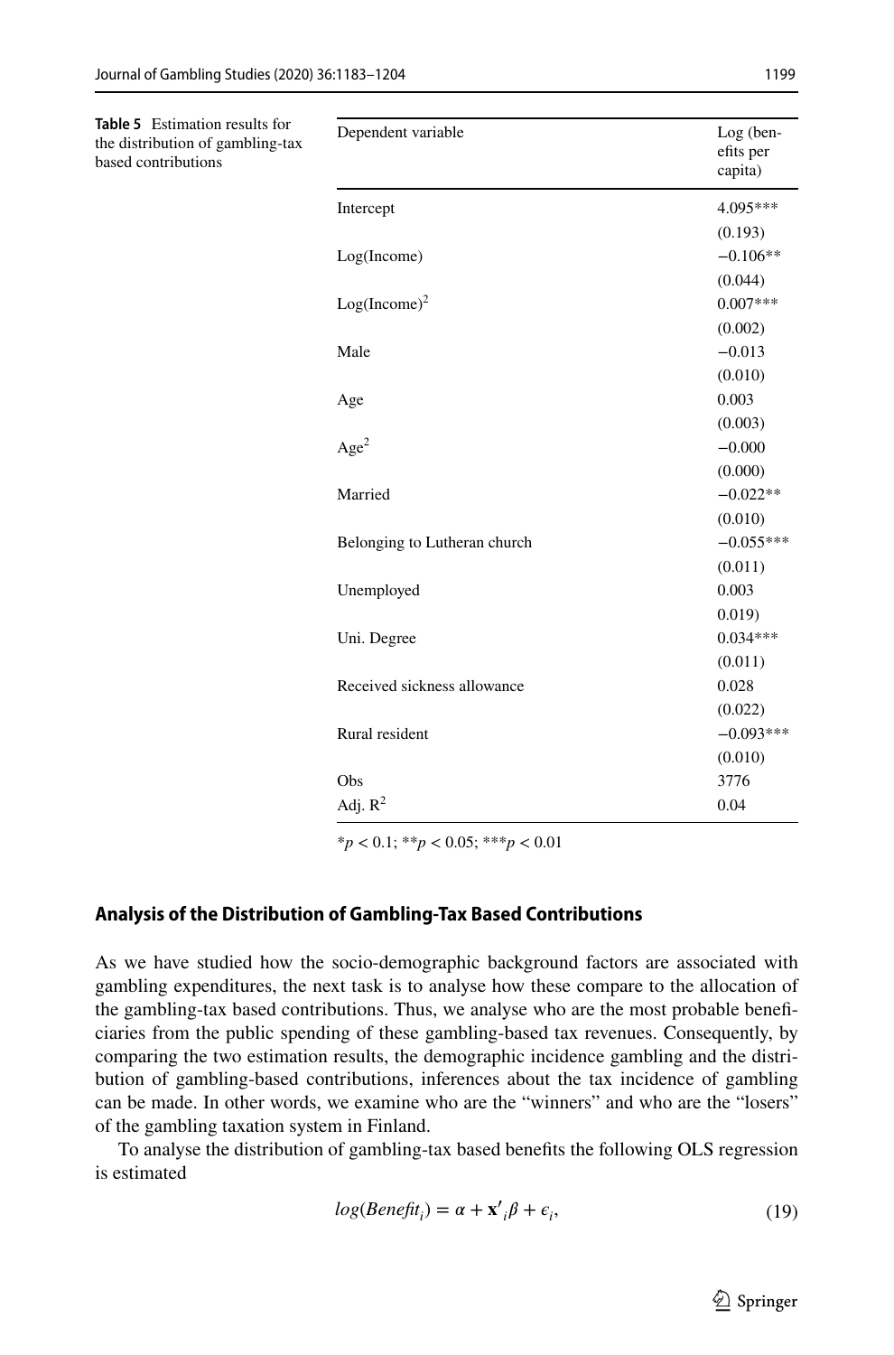**Table 5** Estimation results for the distribution of gambling-tax based contributions

| Dependent variable | Log (benefits per capita) |
|---|---|
| Intercept | 4.095*** |
| | (0.193) |
| Log(Income) | −0.106** |
| | (0.044) |
| $\text{Log(Income)}^2$ | 0.007*** |
| | (0.002) |
| Male | −0.013 |
| | (0.010) |
| Age | 0.003 |
| | (0.003) |
| $\text{Age}^2$ | −0.000 |
| | (0.000) |
| Married | −0.022** |
| | (0.010) |
| Belonging to Lutheran church | −0.055*** |
| | (0.011) |
| Unemployed | 0.003 |
| | 0.019) |
| Uni. Degree | 0.034*** |
| | (0.011) |
| Received sickness allowance | 0.028 |
| | (0.022) |
| Rural resident | −0.093*** |
| | (0.010) |
| Obs | 3776 |
| Adj. $R^2$ | 0.04 |

*$p < 0.1$; **$p < 0.05$; ***$p < 0.01$

### Analysis of the Distribution of Gambling-Tax Based Contributions

As we have studied how the socio-demographic background factors are associated with gambling expenditures, the next task is to analyse how these compare to the allocation of the gambling-tax based contributions. Thus, we analyse who are the most probable beneficiaries from the public spending of these gambling-based tax revenues. Consequently, by comparing the two estimation results, the demographic incidence gambling and the distribution of gambling-based contributions, inferences about the tax incidence of gambling can be made. In other words, we examine who are the "winners" and who are the "losers" of the gambling taxation system in Finland.

To analyse the distribution of gambling-tax based benefits the following OLS regression is estimated

$$log(Benefit_i) = \alpha + \mathbf{x'}_i\beta + \epsilon_i, \tag{19}$$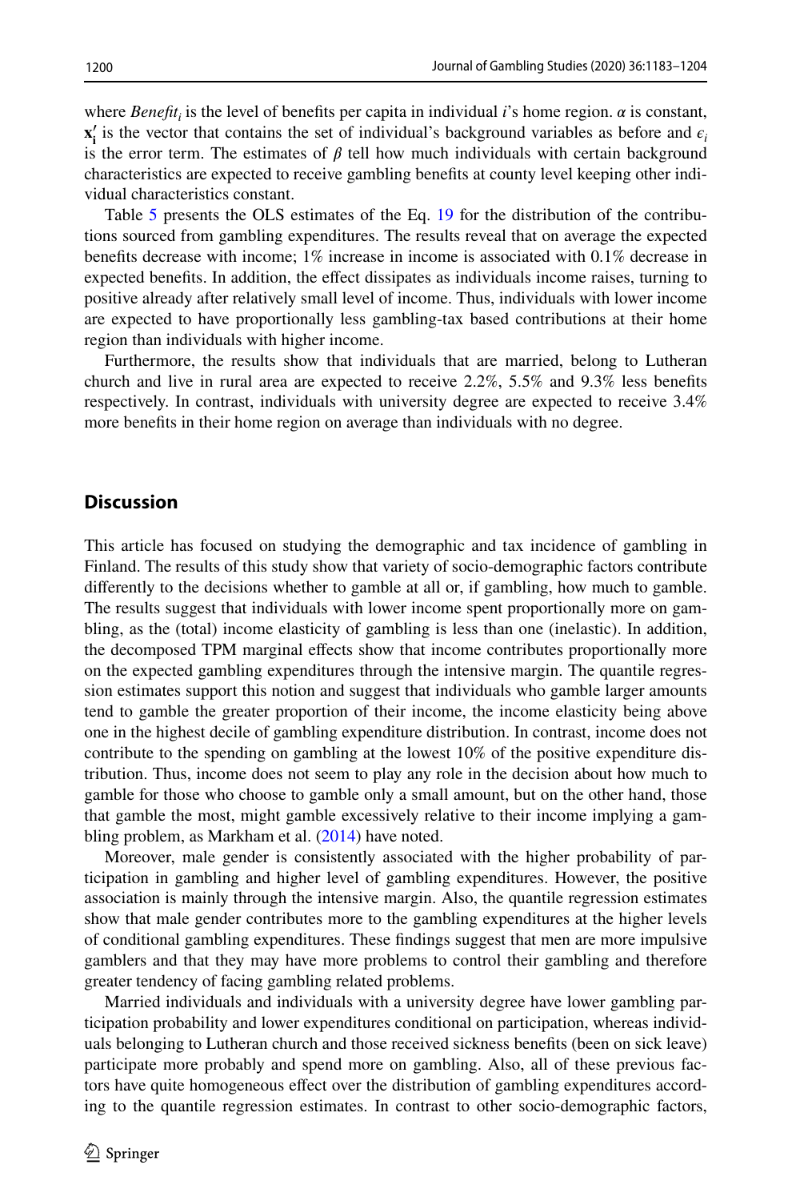where $Benefit_i$ is the level of benefits per capita in individual $i$'s home region. $\alpha$ is constant, $\mathbf{x}_\mathbf{i}'$ is the vector that contains the set of individual's background variables as before and $\epsilon_i$ is the error term. The estimates of $\beta$ tell how much individuals with certain background characteristics are expected to receive gambling benefits at county level keeping other individual characteristics constant.

Table 5 presents the OLS estimates of the Eq. 19 for the distribution of the contributions sourced from gambling expenditures. The results reveal that on average the expected benefits decrease with income; 1% increase in income is associated with 0.1% decrease in expected benefits. In addition, the effect dissipates as individuals income raises, turning to positive already after relatively small level of income. Thus, individuals with lower income are expected to have proportionally less gambling-tax based contributions at their home region than individuals with higher income.

Furthermore, the results show that individuals that are married, belong to Lutheran church and live in rural area are expected to receive 2.2%, 5.5% and 9.3% less benefits respectively. In contrast, individuals with university degree are expected to receive 3.4% more benefits in their home region on average than individuals with no degree.

## Discussion

This article has focused on studying the demographic and tax incidence of gambling in Finland. The results of this study show that variety of socio-demographic factors contribute differently to the decisions whether to gamble at all or, if gambling, how much to gamble. The results suggest that individuals with lower income spent proportionally more on gambling, as the (total) income elasticity of gambling is less than one (inelastic). In addition, the decomposed TPM marginal effects show that income contributes proportionally more on the expected gambling expenditures through the intensive margin. The quantile regression estimates support this notion and suggest that individuals who gamble larger amounts tend to gamble the greater proportion of their income, the income elasticity being above one in the highest decile of gambling expenditure distribution. In contrast, income does not contribute to the spending on gambling at the lowest 10% of the positive expenditure distribution. Thus, income does not seem to play any role in the decision about how much to gamble for those who choose to gamble only a small amount, but on the other hand, those that gamble the most, might gamble excessively relative to their income implying a gambling problem, as Markham et al. (2014) have noted.

Moreover, male gender is consistently associated with the higher probability of participation in gambling and higher level of gambling expenditures. However, the positive association is mainly through the intensive margin. Also, the quantile regression estimates show that male gender contributes more to the gambling expenditures at the higher levels of conditional gambling expenditures. These findings suggest that men are more impulsive gamblers and that they may have more problems to control their gambling and therefore greater tendency of facing gambling related problems.

Married individuals and individuals with a university degree have lower gambling participation probability and lower expenditures conditional on participation, whereas individuals belonging to Lutheran church and those received sickness benefits (been on sick leave) participate more probably and spend more on gambling. Also, all of these previous factors have quite homogeneous effect over the distribution of gambling expenditures according to the quantile regression estimates. In contrast to other socio-demographic factors,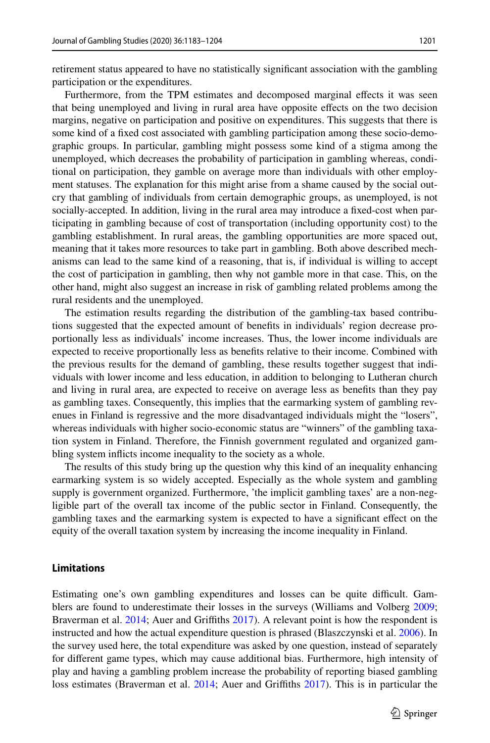retirement status appeared to have no statistically significant association with the gambling participation or the expenditures.

Furthermore, from the TPM estimates and decomposed marginal effects it was seen that being unemployed and living in rural area have opposite effects on the two decision margins, negative on participation and positive on expenditures. This suggests that there is some kind of a fixed cost associated with gambling participation among these socio-demographic groups. In particular, gambling might possess some kind of a stigma among the unemployed, which decreases the probability of participation in gambling whereas, conditional on participation, they gamble on average more than individuals with other employment statuses. The explanation for this might arise from a shame caused by the social outcry that gambling of individuals from certain demographic groups, as unemployed, is not socially-accepted. In addition, living in the rural area may introduce a fixed-cost when participating in gambling because of cost of transportation (including opportunity cost) to the gambling establishment. In rural areas, the gambling opportunities are more spaced out, meaning that it takes more resources to take part in gambling. Both above described mechanisms can lead to the same kind of a reasoning, that is, if individual is willing to accept the cost of participation in gambling, then why not gamble more in that case. This, on the other hand, might also suggest an increase in risk of gambling related problems among the rural residents and the unemployed.

The estimation results regarding the distribution of the gambling-tax based contributions suggested that the expected amount of benefits in individuals' region decrease proportionally less as individuals' income increases. Thus, the lower income individuals are expected to receive proportionally less as benefits relative to their income. Combined with the previous results for the demand of gambling, these results together suggest that individuals with lower income and less education, in addition to belonging to Lutheran church and living in rural area, are expected to receive on average less as benefits than they pay as gambling taxes. Consequently, this implies that the earmarking system of gambling revenues in Finland is regressive and the more disadvantaged individuals might the "losers", whereas individuals with higher socio-economic status are "winners" of the gambling taxation system in Finland. Therefore, the Finnish government regulated and organized gambling system inflicts income inequality to the society as a whole.

The results of this study bring up the question why this kind of an inequality enhancing earmarking system is so widely accepted. Especially as the whole system and gambling supply is government organized. Furthermore, 'the implicit gambling taxes' are a non-negligible part of the overall tax income of the public sector in Finland. Consequently, the gambling taxes and the earmarking system is expected to have a significant effect on the equity of the overall taxation system by increasing the income inequality in Finland.

## Limitations

Estimating one's own gambling expenditures and losses can be quite difficult. Gamblers are found to underestimate their losses in the surveys (Williams and Volberg 2009; Braverman et al. 2014; Auer and Griffiths 2017). A relevant point is how the respondent is instructed and how the actual expenditure question is phrased (Blaszczynski et al. 2006). In the survey used here, the total expenditure was asked by one question, instead of separately for different game types, which may cause additional bias. Furthermore, high intensity of play and having a gambling problem increase the probability of reporting biased gambling loss estimates (Braverman et al. 2014; Auer and Griffiths 2017). This is in particular the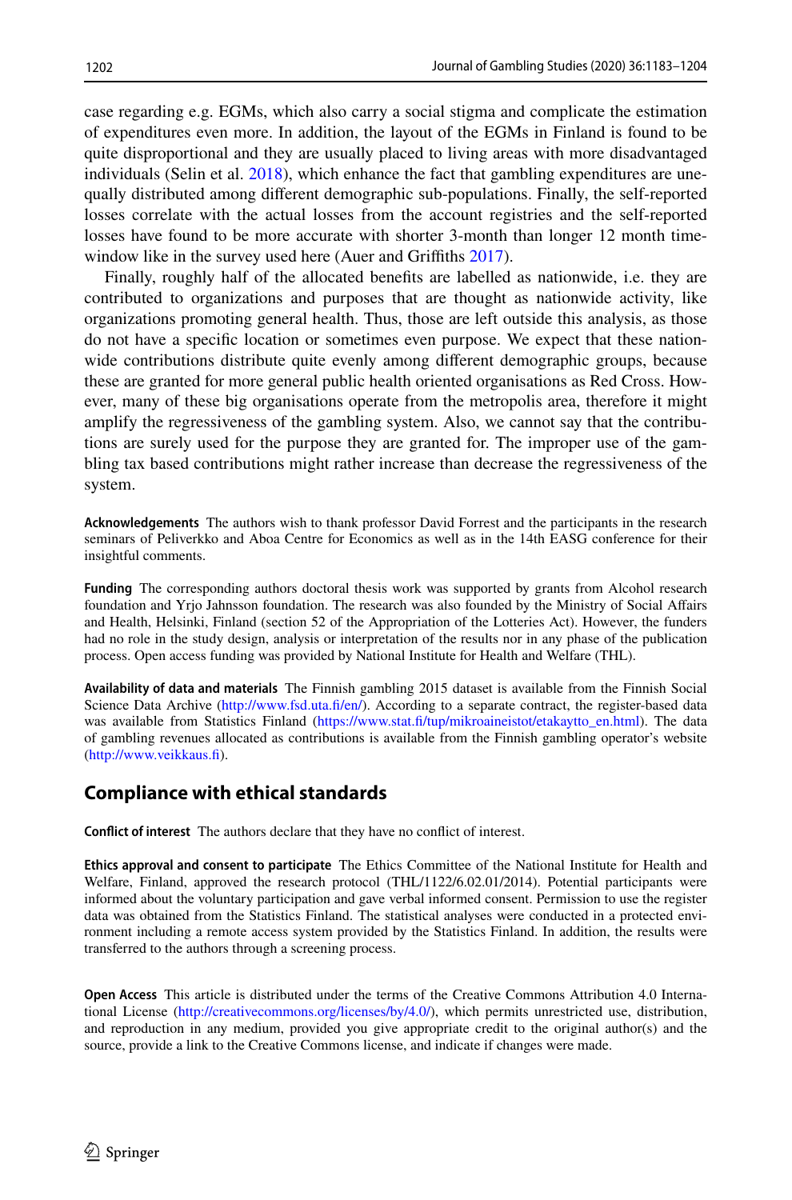case regarding e.g. EGMs, which also carry a social stigma and complicate the estimation of expenditures even more. In addition, the layout of the EGMs in Finland is found to be quite disproportional and they are usually placed to living areas with more disadvantaged individuals (Selin et al. 2018), which enhance the fact that gambling expenditures are unequally distributed among different demographic sub-populations. Finally, the self-reported losses correlate with the actual losses from the account registries and the self-reported losses have found to be more accurate with shorter 3-month than longer 12 month time-window like in the survey used here (Auer and Griffiths 2017).

Finally, roughly half of the allocated benefits are labelled as nationwide, i.e. they are contributed to organizations and purposes that are thought as nationwide activity, like organizations promoting general health. Thus, those are left outside this analysis, as those do not have a specific location or sometimes even purpose. We expect that these nationwide contributions distribute quite evenly among different demographic groups, because these are granted for more general public health oriented organisations as Red Cross. However, many of these big organisations operate from the metropolis area, therefore it might amplify the regressiveness of the gambling system. Also, we cannot say that the contributions are surely used for the purpose they are granted for. The improper use of the gambling tax based contributions might rather increase than decrease the regressiveness of the system.

**Acknowledgements** The authors wish to thank professor David Forrest and the participants in the research seminars of Peliverkko and Aboa Centre for Economics as well as in the 14th EASG conference for their insightful comments.

**Funding** The corresponding authors doctoral thesis work was supported by grants from Alcohol research foundation and Yrjo Jahnsson foundation. The research was also founded by the Ministry of Social Affairs and Health, Helsinki, Finland (section 52 of the Appropriation of the Lotteries Act). However, the funders had no role in the study design, analysis or interpretation of the results nor in any phase of the publication process. Open access funding was provided by National Institute for Health and Welfare (THL).

**Availability of data and materials** The Finnish gambling 2015 dataset is available from the Finnish Social Science Data Archive (http://www.fsd.uta.fi/en/). According to a separate contract, the register-based data was available from Statistics Finland (https://www.stat.fi/tup/mikroaineistot/etakaytto_en.html). The data of gambling revenues allocated as contributions is available from the Finnish gambling operator's website (http://www.veikkaus.fi).

## Compliance with ethical standards

**Conflict of interest** The authors declare that they have no conflict of interest.

**Ethics approval and consent to participate** The Ethics Committee of the National Institute for Health and Welfare, Finland, approved the research protocol (THL/1122/6.02.01/2014). Potential participants were informed about the voluntary participation and gave verbal informed consent. Permission to use the register data was obtained from the Statistics Finland. The statistical analyses were conducted in a protected environment including a remote access system provided by the Statistics Finland. In addition, the results were transferred to the authors through a screening process.

**Open Access** This article is distributed under the terms of the Creative Commons Attribution 4.0 International License (http://creativecommons.org/licenses/by/4.0/), which permits unrestricted use, distribution, and reproduction in any medium, provided you give appropriate credit to the original author(s) and the source, provide a link to the Creative Commons license, and indicate if changes were made.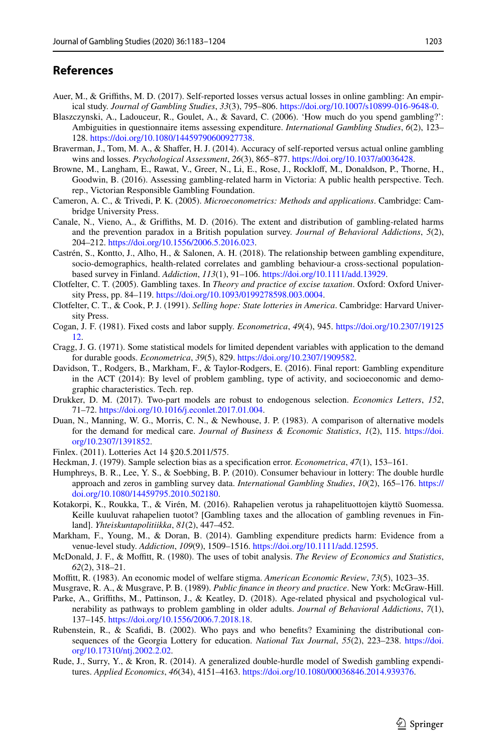## References

Auer, M., & Griffiths, M. D. (2017). Self-reported losses versus actual losses in online gambling: An empirical study. *Journal of Gambling Studies*, *33*(3), 795–806. https://doi.org/10.1007/s10899-016-9648-0.

Blaszczynski, A., Ladouceur, R., Goulet, A., & Savard, C. (2006). 'How much do you spend gambling?': Ambiguities in questionnaire items assessing expenditure. *International Gambling Studies*, *6*(2), 123–128. https://doi.org/10.1080/14459790600927738.

Braverman, J., Tom, M. A., & Shaffer, H. J. (2014). Accuracy of self-reported versus actual online gambling wins and losses. *Psychological Assessment*, *26*(3), 865–877. https://doi.org/10.1037/a0036428.

Browne, M., Langham, E., Rawat, V., Greer, N., Li, E., Rose, J., Rockloff, M., Donaldson, P., Thorne, H., Goodwin, B. (2016). Assessing gambling-related harm in Victoria: A public health perspective. Tech. rep., Victorian Responsible Gambling Foundation.

Cameron, A. C., & Trivedi, P. K. (2005). *Microeconometrics: Methods and applications*. Cambridge: Cambridge University Press.

Canale, N., Vieno, A., & Griffiths, M. D. (2016). The extent and distribution of gambling-related harms and the prevention paradox in a British population survey. *Journal of Behavioral Addictions*, *5*(2), 204–212. https://doi.org/10.1556/2006.5.2016.023.

Castrén, S., Kontto, J., Alho, H., & Salonen, A. H. (2018). The relationship between gambling expenditure, socio-demographics, health-related correlates and gambling behaviour-a cross-sectional population-based survey in Finland. *Addiction*, *113*(1), 91–106. https://doi.org/10.1111/add.13929.

Clotfelter, C. T. (2005). Gambling taxes. In *Theory and practice of excise taxation*. Oxford: Oxford University Press, pp. 84–119. https://doi.org/10.1093/0199278598.003.0004.

Clotfelter, C. T., & Cook, P. J. (1991). *Selling hope: State lotteries in America*. Cambridge: Harvard University Press.

Cogan, J. F. (1981). Fixed costs and labor supply. *Econometrica*, *49*(4), 945. https://doi.org/10.2307/1912512.

Cragg, J. G. (1971). Some statistical models for limited dependent variables with application to the demand for durable goods. *Econometrica*, *39*(5), 829. https://doi.org/10.2307/1909582.

Davidson, T., Rodgers, B., Markham, F., & Taylor-Rodgers, E. (2016). Final report: Gambling expenditure in the ACT (2014): By level of problem gambling, type of activity, and socioeconomic and demographic characteristics. Tech. rep.

Drukker, D. M. (2017). Two-part models are robust to endogenous selection. *Economics Letters*, *152*, 71–72. https://doi.org/10.1016/j.econlet.2017.01.004.

Duan, N., Manning, W. G., Morris, C. N., & Newhouse, J. P. (1983). A comparison of alternative models for the demand for medical care. *Journal of Business & Economic Statistics*, *1*(2), 115. https://doi.org/10.2307/1391852.

Finlex. (2011). Lotteries Act 14 §20.5.2011/575.

Heckman, J. (1979). Sample selection bias as a specification error. *Econometrica*, *47*(1), 153–161.

Humphreys, B. R., Lee, Y. S., & Soebbing, B. P. (2010). Consumer behaviour in lottery: The double hurdle approach and zeros in gambling survey data. *International Gambling Studies*, *10*(2), 165–176. https://doi.org/10.1080/14459795.2010.502180.

Kotakorpi, K., Roukka, T., & Virén, M. (2016). Rahapelien verotus ja rahapelituottojen käyttö Suomessa. Keille kuuluvat rahapelien tuotot? [Gambling taxes and the allocation of gambling revenues in Finland]. *Yhteiskuntapolitiikka*, *81*(2), 447–452.

Markham, F., Young, M., & Doran, B. (2014). Gambling expenditure predicts harm: Evidence from a venue-level study. *Addiction*, *109*(9), 1509–1516. https://doi.org/10.1111/add.12595.

McDonald, J. F., & Moffitt, R. (1980). The uses of tobit analysis. *The Review of Economics and Statistics*, *62*(2), 318–21.

Moffitt, R. (1983). An economic model of welfare stigma. *American Economic Review*, *73*(5), 1023–35.

Musgrave, R. A., & Musgrave, P. B. (1989). *Public finance in theory and practice*. New York: McGraw-Hill.

Parke, A., Griffiths, M., Pattinson, J., & Keatley, D. (2018). Age-related physical and psychological vulnerability as pathways to problem gambling in older adults. *Journal of Behavioral Addictions*, *7*(1), 137–145. https://doi.org/10.1556/2006.7.2018.18.

Rubenstein, R., & Scafidi, B. (2002). Who pays and who benefits? Examining the distributional consequences of the Georgia Lottery for education. *National Tax Journal*, *55*(2), 223–238. https://doi.org/10.17310/ntj.2002.2.02.

Rude, J., Surry, Y., & Kron, R. (2014). A generalized double-hurdle model of Swedish gambling expenditures. *Applied Economics*, *46*(34), 4151–4163. https://doi.org/10.1080/00036846.2014.939376.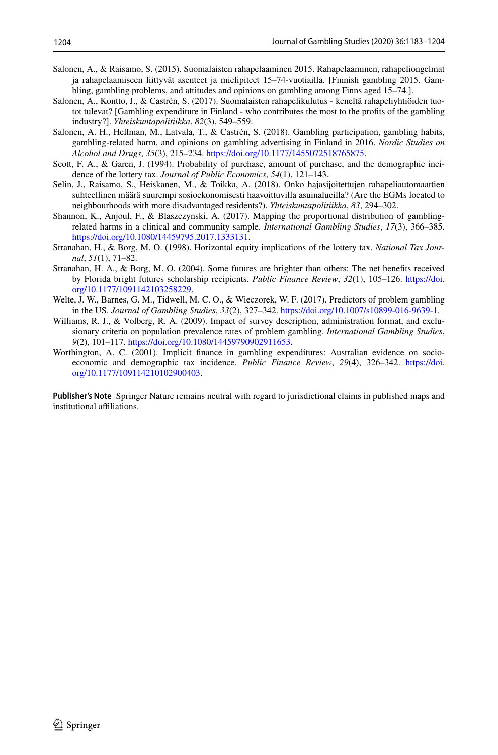Salonen, A., & Raisamo, S. (2015). Suomalaisten rahapelaaminen 2015. Rahapelaaminen, rahapeliongelmat ja rahapelaamiseen liittyvät asenteet ja mielipiteet 15–74-vuotiailla. [Finnish gambling 2015. Gambling, gambling problems, and attitudes and opinions on gambling among Finns aged 15–74.].

Salonen, A., Kontto, J., & Castrén, S. (2017). Suomalaisten rahapelikulutus - keneltä rahapeliyhtiöiden tuotot tulevat? [Gambling expenditure in Finland - who contributes the most to the profits of the gambling industry?]. *Yhteiskuntapolitiikka*, *82*(3), 549–559.

Salonen, A. H., Hellman, M., Latvala, T., & Castrén, S. (2018). Gambling participation, gambling habits, gambling-related harm, and opinions on gambling advertising in Finland in 2016. *Nordic Studies on Alcohol and Drugs*, *35*(3), 215–234. https://doi.org/10.1177/1455072518765875.

Scott, F. A., & Garen, J. (1994). Probability of purchase, amount of purchase, and the demographic incidence of the lottery tax. *Journal of Public Economics*, *54*(1), 121–143.

Selin, J., Raisamo, S., Heiskanen, M., & Toikka, A. (2018). Onko hajasijoitettujen rahapeliautomaattien suhteellinen määrä suurempi sosioekonomisesti haavoittuvilla asuinalueilla? (Are the EGMs located to neighbourhoods with more disadvantaged residents?). *Yhteiskuntapolitiikka*, *83*, 294–302.

Shannon, K., Anjoul, F., & Blaszczynski, A. (2017). Mapping the proportional distribution of gambling-related harms in a clinical and community sample. *International Gambling Studies*, *17*(3), 366–385. https://doi.org/10.1080/14459795.2017.1333131.

Stranahan, H., & Borg, M. O. (1998). Horizontal equity implications of the lottery tax. *National Tax Journal*, *51*(1), 71–82.

Stranahan, H. A., & Borg, M. O. (2004). Some futures are brighter than others: The net benefits received by Florida bright futures scholarship recipients. *Public Finance Review*, *32*(1), 105–126. https://doi.org/10.1177/1091142103258229.

Welte, J. W., Barnes, G. M., Tidwell, M. C. O., & Wieczorek, W. F. (2017). Predictors of problem gambling in the US. *Journal of Gambling Studies*, *33*(2), 327–342. https://doi.org/10.1007/s10899-016-9639-1.

Williams, R. J., & Volberg, R. A. (2009). Impact of survey description, administration format, and exclusionary criteria on population prevalence rates of problem gambling. *International Gambling Studies*, *9*(2), 101–117. https://doi.org/10.1080/14459790902911653.

Worthington, A. C. (2001). Implicit finance in gambling expenditures: Australian evidence on socioeconomic and demographic tax incidence. *Public Finance Review*, *29*(4), 326–342. https://doi.org/10.1177/109114210102900403.

**Publisher's Note** Springer Nature remains neutral with regard to jurisdictional claims in published maps and institutional affiliations.